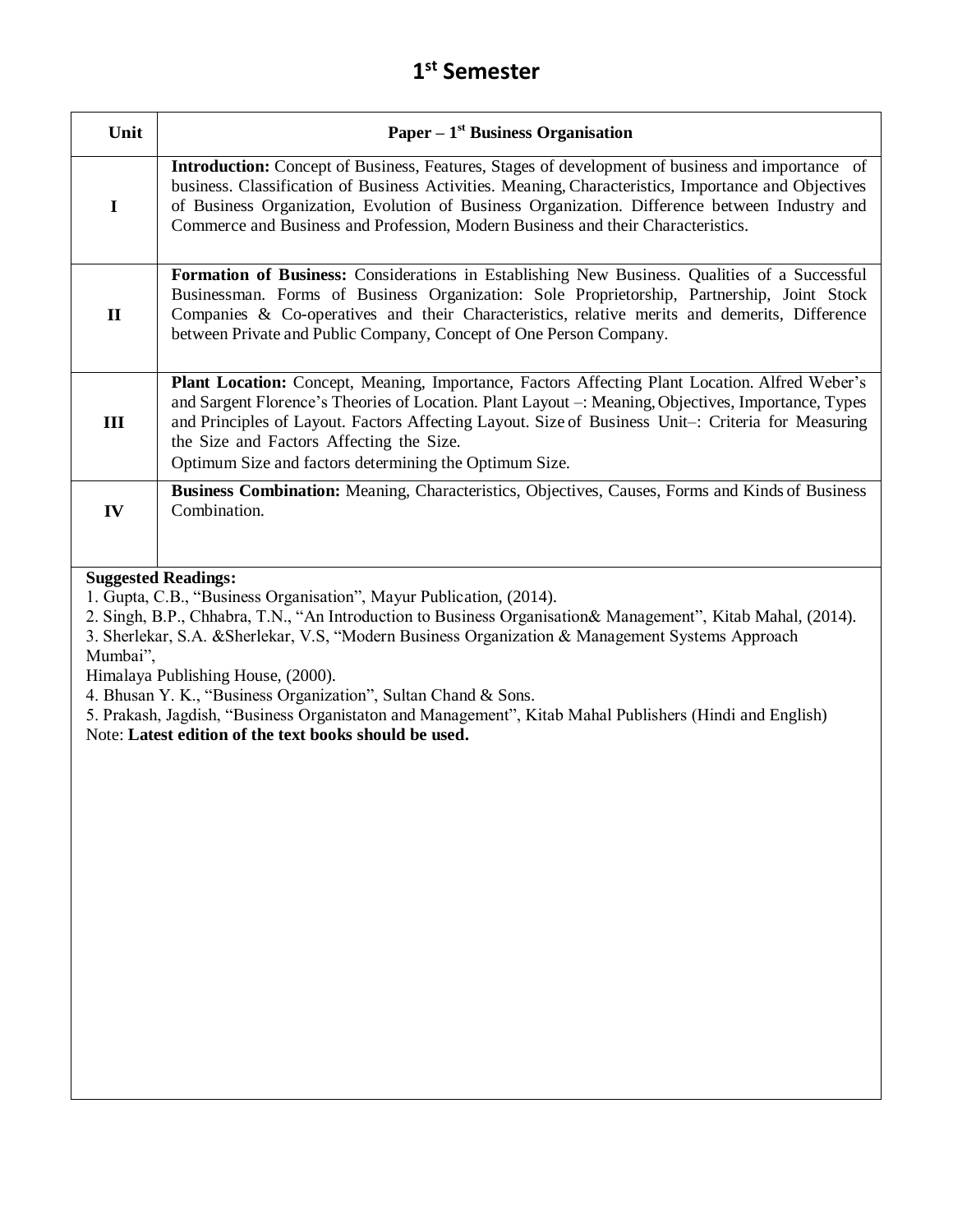# 1st Semester

| Unit | Paper – 1st Business Organisation |
|---|---|
| I | **Introduction:** Concept of Business, Features, Stages of development of business and importance of business. Classification of Business Activities. Meaning, Characteristics, Importance and Objectives of Business Organization, Evolution of Business Organization. Difference between Industry and Commerce and Business and Profession, Modern Business and their Characteristics. |
| II | **Formation of Business:** Considerations in Establishing New Business. Qualities of a Successful Businessman. Forms of Business Organization: Sole Proprietorship, Partnership, Joint Stock Companies & Co-operatives and their Characteristics, relative merits and demerits, Difference between Private and Public Company, Concept of One Person Company. |
| III | **Plant Location:** Concept, Meaning, Importance, Factors Affecting Plant Location. Alfred Weber's and Sargent Florence's Theories of Location. Plant Layout –: Meaning, Objectives, Importance, Types and Principles of Layout. Factors Affecting Layout. Size of Business Unit–: Criteria for Measuring the Size and Factors Affecting the Size. Optimum Size and factors determining the Optimum Size. |
| IV | **Business Combination:** Meaning, Characteristics, Objectives, Causes, Forms and Kinds of Business Combination. |

**Suggested Readings:**

1. Gupta, C.B., "Business Organisation", Mayur Publication, (2014).
2. Singh, B.P., Chhabra, T.N., "An Introduction to Business Organisation& Management", Kitab Mahal, (2014).
3. Sherlekar, S.A. &Sherlekar, V.S, "Modern Business Organization & Management Systems Approach Mumbai", Himalaya Publishing House, (2000).
4. Bhusan Y. K., "Business Organization", Sultan Chand & Sons.
5. Prakash, Jagdish, "Business Organistaton and Management", Kitab Mahal Publishers (Hindi and English)

Note: **Latest edition of the text books should be used.**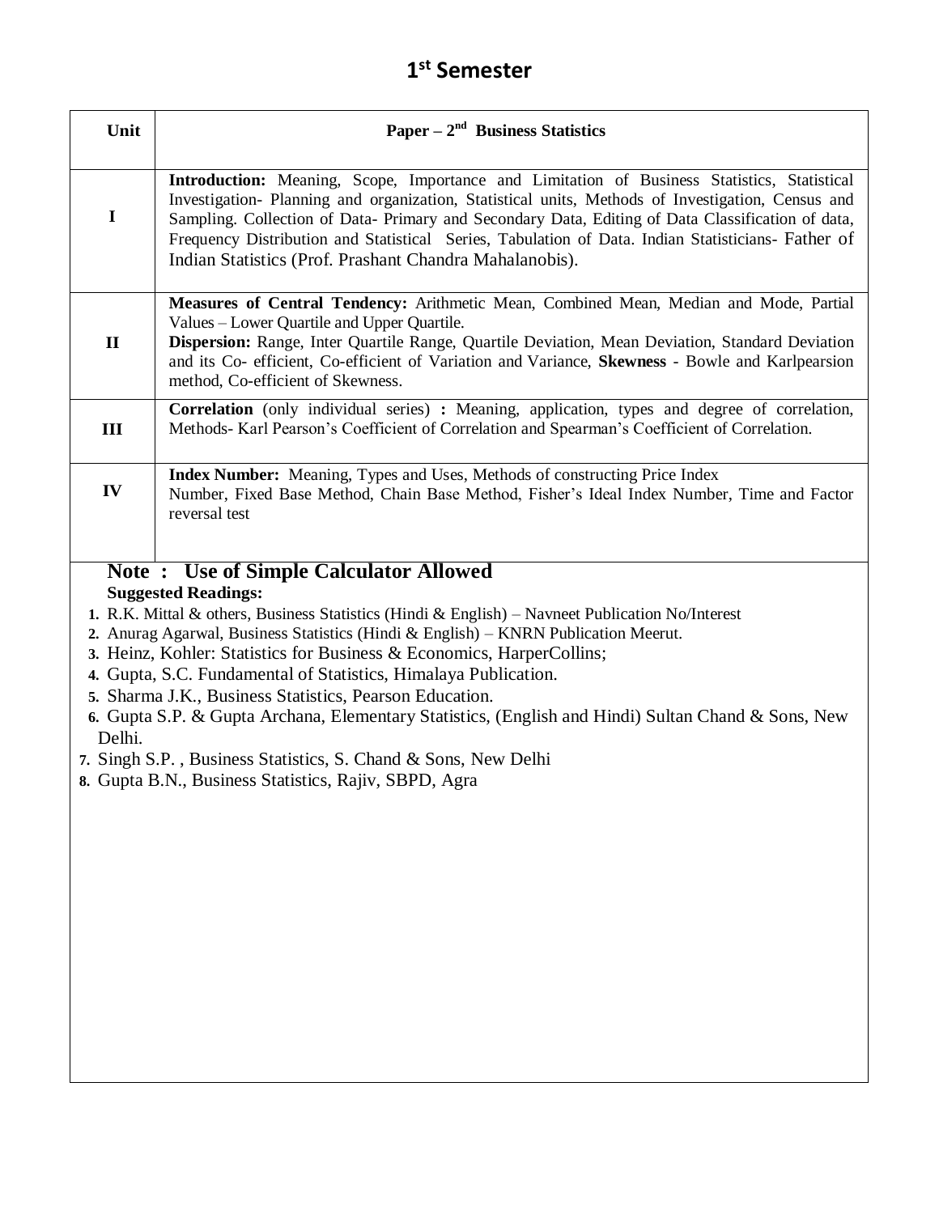# 1st Semester

| Unit | Paper – 2nd Business Statistics |
|---|---|
| I | **Introduction:** Meaning, Scope, Importance and Limitation of Business Statistics, Statistical Investigation- Planning and organization, Statistical units, Methods of Investigation, Census and Sampling. Collection of Data- Primary and Secondary Data, Editing of Data Classification of data, Frequency Distribution and Statistical Series, Tabulation of Data. Indian Statisticians- Father of Indian Statistics (Prof. Prashant Chandra Mahalanobis). |
| II | **Measures of Central Tendency:** Arithmetic Mean, Combined Mean, Median and Mode, Partial Values – Lower Quartile and Upper Quartile. **Dispersion:** Range, Inter Quartile Range, Quartile Deviation, Mean Deviation, Standard Deviation and its Co- efficient, Co-efficient of Variation and Variance, **Skewness** - Bowle and Karlpearsion method, Co-efficient of Skewness. |
| III | **Correlation** (only individual series) **:** Meaning, application, types and degree of correlation, Methods- Karl Pearson's Coefficient of Correlation and Spearman's Coefficient of Correlation. |
| IV | **Index Number:** Meaning, Types and Uses, Methods of constructing Price Index Number, Fixed Base Method, Chain Base Method, Fisher's Ideal Index Number, Time and Factor reversal test |

**Note : Use of Simple Calculator Allowed**

**Suggested Readings:**

1. R.K. Mittal & others, Business Statistics (Hindi & English) – Navneet Publication No/Interest
2. Anurag Agarwal, Business Statistics (Hindi & English) – KNRN Publication Meerut.
3. Heinz, Kohler: Statistics for Business & Economics, HarperCollins;
4. Gupta, S.C. Fundamental of Statistics, Himalaya Publication.
5. Sharma J.K., Business Statistics, Pearson Education.
6. Gupta S.P. & Gupta Archana, Elementary Statistics, (English and Hindi) Sultan Chand & Sons, New Delhi.
7. Singh S.P. , Business Statistics, S. Chand & Sons, New Delhi
8. Gupta B.N., Business Statistics, Rajiv, SBPD, Agra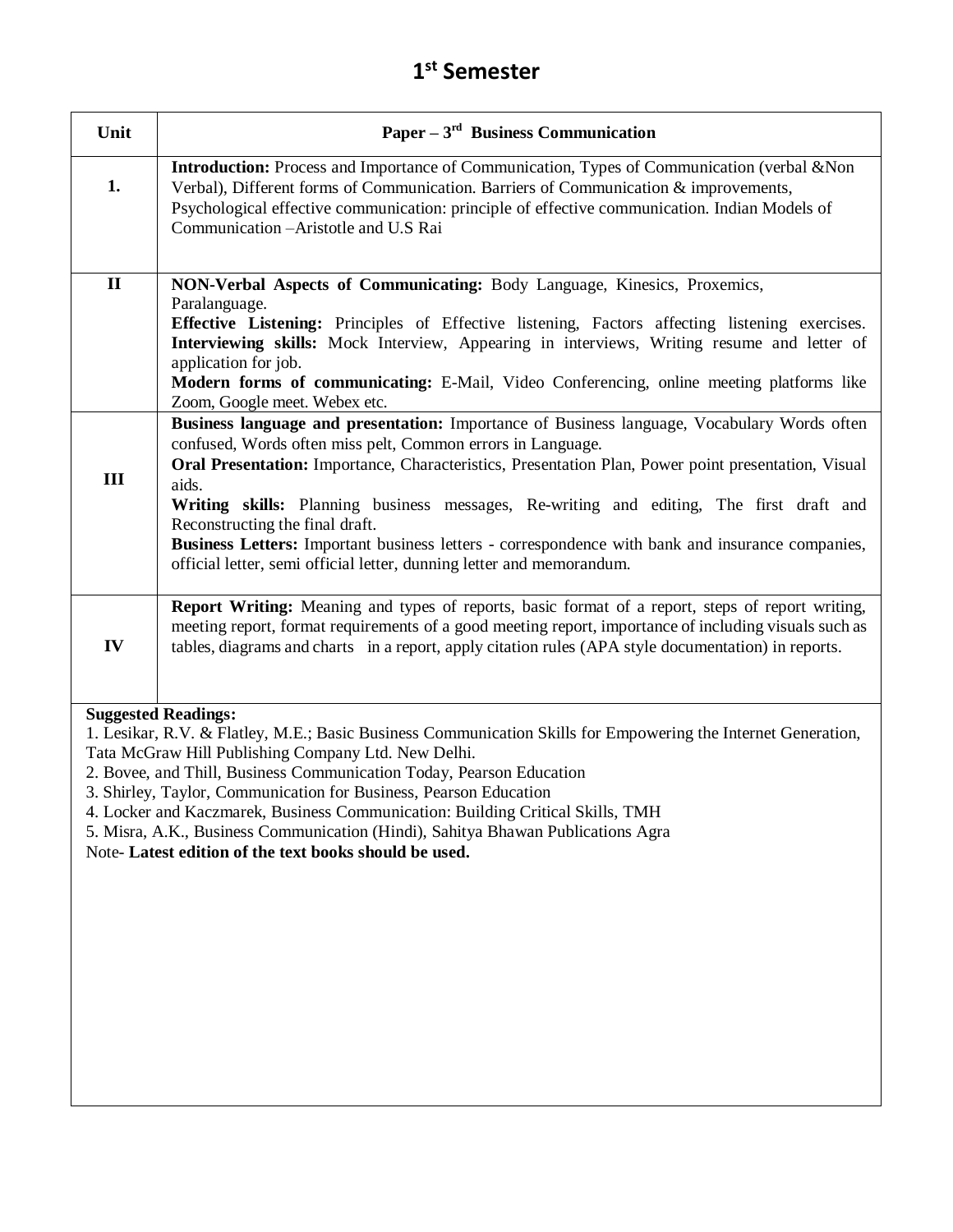# 1st Semester

| Unit | Paper – 3rd Business Communication |
|---|---|
| 1. | **Introduction:** Process and Importance of Communication, Types of Communication (verbal &Non Verbal), Different forms of Communication. Barriers of Communication & improvements, Psychological effective communication: principle of effective communication. Indian Models of Communication –Aristotle and U.S Rai |
| II | **NON-Verbal Aspects of Communicating:** Body Language, Kinesics, Proxemics, Paralanguage. **Effective Listening:** Principles of Effective listening, Factors affecting listening exercises. **Interviewing skills:** Mock Interview, Appearing in interviews, Writing resume and letter of application for job. **Modern forms of communicating:** E-Mail, Video Conferencing, online meeting platforms like Zoom, Google meet. Webex etc. |
| III | **Business language and presentation:** Importance of Business language, Vocabulary Words often confused, Words often miss pelt, Common errors in Language. **Oral Presentation:** Importance, Characteristics, Presentation Plan, Power point presentation, Visual aids. **Writing skills:** Planning business messages, Re-writing and editing, The first draft and Reconstructing the final draft. **Business Letters:** Important business letters - correspondence with bank and insurance companies, official letter, semi official letter, dunning letter and memorandum. |
| IV | **Report Writing:** Meaning and types of reports, basic format of a report, steps of report writing, meeting report, format requirements of a good meeting report, importance of including visuals such as tables, diagrams and charts in a report, apply citation rules (APA style documentation) in reports. |

**Suggested Readings:**

1. Lesikar, R.V. & Flatley, M.E.; Basic Business Communication Skills for Empowering the Internet Generation, Tata McGraw Hill Publishing Company Ltd. New Delhi.
2. Bovee, and Thill, Business Communication Today, Pearson Education
3. Shirley, Taylor, Communication for Business, Pearson Education
4. Locker and Kaczmarek, Business Communication: Building Critical Skills, TMH
5. Misra, A.K., Business Communication (Hindi), Sahitya Bhawan Publications Agra

Note- **Latest edition of the text books should be used.**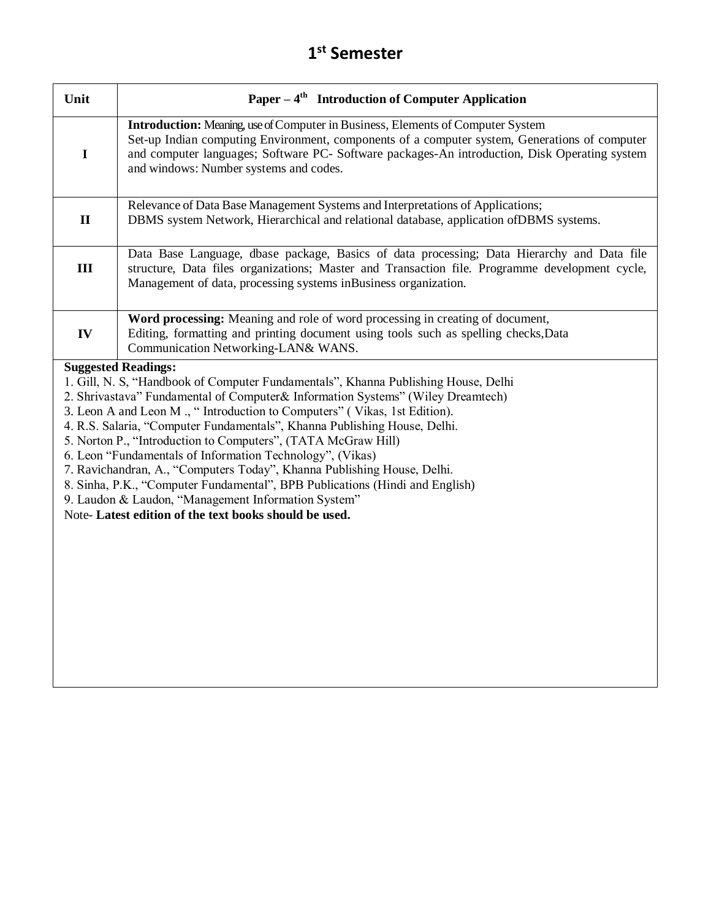# 1st Semester

| Unit | Paper – 4th Introduction of Computer Application |
|---|---|
| I | **Introduction:** Meaning, use of Computer in Business, Elements of Computer System<br>Set-up Indian computing Environment, components of a computer system, Generations of computer and computer languages; Software PC- Software packages-An introduction, Disk Operating system and windows: Number systems and codes. |
| II | Relevance of Data Base Management Systems and Interpretations of Applications;<br>DBMS system Network, Hierarchical and relational database, application ofDBMS systems. |
| III | Data Base Language, dbase package, Basics of data processing; Data Hierarchy and Data file structure, Data files organizations; Master and Transaction file. Programme development cycle, Management of data, processing systems inBusiness organization. |
| IV | **Word processing:** Meaning and role of word processing in creating of document,<br>Editing, formatting and printing document using tools such as spelling checks,Data Communication Networking-LAN& WANS. |

**Suggested Readings:**

1. Gill, N. S, "Handbook of Computer Fundamentals", Khanna Publishing House, Delhi
2. Shrivastava" Fundamental of Computer& Information Systems" (Wiley Dreamtech)
3. Leon A and Leon M ., " Introduction to Computers" ( Vikas, 1st Edition).
4. R.S. Salaria, "Computer Fundamentals", Khanna Publishing House, Delhi.
5. Norton P., "Introduction to Computers", (TATA McGraw Hill)
6. Leon "Fundamentals of Information Technology", (Vikas)
7. Ravichandran, A., "Computers Today", Khanna Publishing House, Delhi.
8. Sinha, P.K., "Computer Fundamental", BPB Publications (Hindi and English)
9. Laudon & Laudon, "Management Information System"

Note- **Latest edition of the text books should be used.**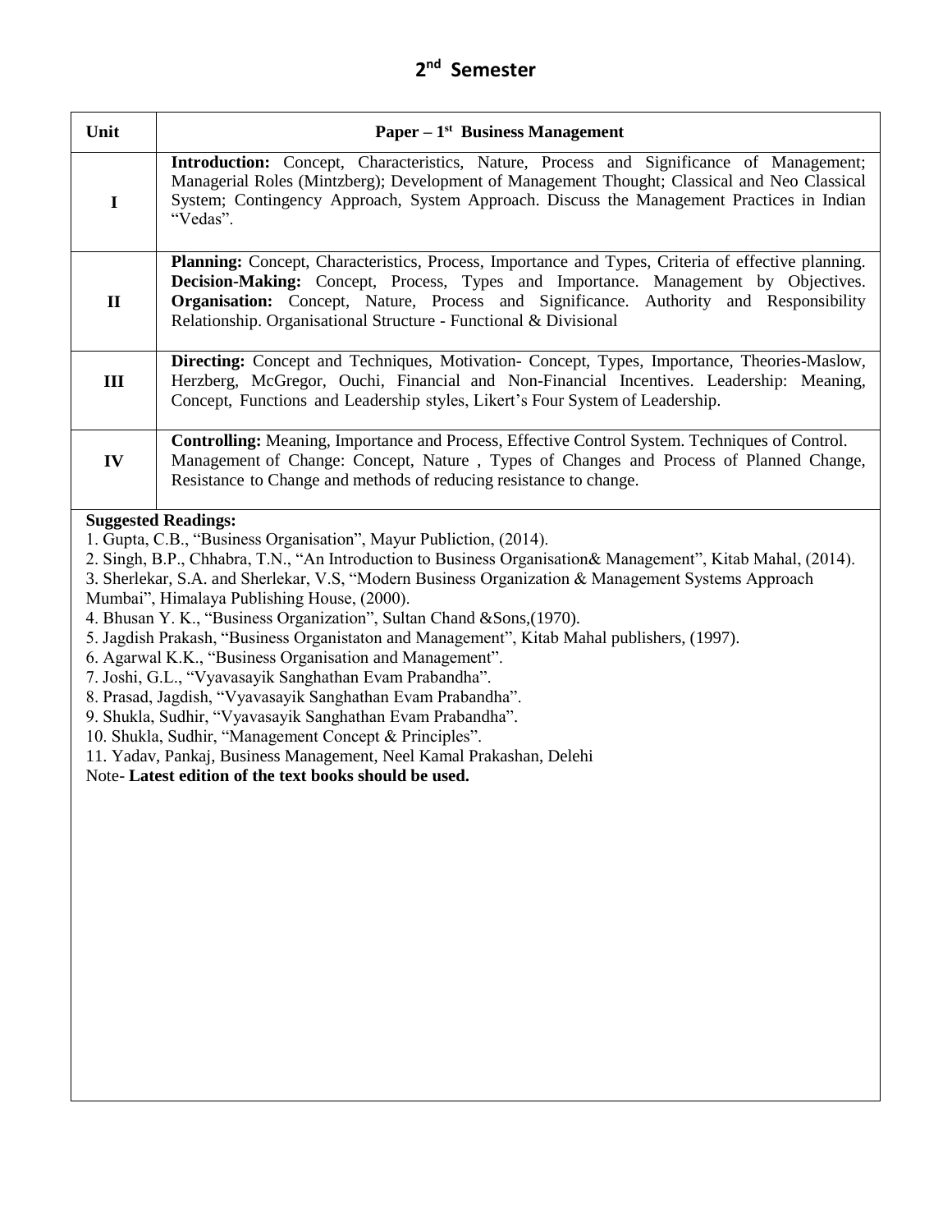# 2nd Semester

| Unit | Paper – 1st Business Management |
|---|---|
| I | **Introduction:** Concept, Characteristics, Nature, Process and Significance of Management; Managerial Roles (Mintzberg); Development of Management Thought; Classical and Neo Classical System; Contingency Approach, System Approach. Discuss the Management Practices in Indian "Vedas". |
| II | **Planning:** Concept, Characteristics, Process, Importance and Types, Criteria of effective planning. **Decision-Making:** Concept, Process, Types and Importance. Management by Objectives. **Organisation:** Concept, Nature, Process and Significance. Authority and Responsibility Relationship. Organisational Structure - Functional & Divisional |
| III | **Directing:** Concept and Techniques, Motivation- Concept, Types, Importance, Theories-Maslow, Herzberg, McGregor, Ouchi, Financial and Non-Financial Incentives. Leadership: Meaning, Concept, Functions and Leadership styles, Likert's Four System of Leadership. |
| IV | **Controlling:** Meaning, Importance and Process, Effective Control System. Techniques of Control. Management of Change: Concept, Nature , Types of Changes and Process of Planned Change, Resistance to Change and methods of reducing resistance to change. |

**Suggested Readings:**

1. Gupta, C.B., "Business Organisation", Mayur Publiction, (2014).
2. Singh, B.P., Chhabra, T.N., "An Introduction to Business Organisation& Management", Kitab Mahal, (2014).
3. Sherlekar, S.A. and Sherlekar, V.S, "Modern Business Organization & Management Systems Approach Mumbai", Himalaya Publishing House, (2000).
4. Bhusan Y. K., "Business Organization", Sultan Chand &Sons,(1970).
5. Jagdish Prakash, "Business Organistaton and Management", Kitab Mahal publishers, (1997).
6. Agarwal K.K., "Business Organisation and Management".
7. Joshi, G.L., "Vyavasayik Sanghathan Evam Prabandha".
8. Prasad, Jagdish, "Vyavasayik Sanghathan Evam Prabandha".
9. Shukla, Sudhir, "Vyavasayik Sanghathan Evam Prabandha".
10. Shukla, Sudhir, "Management Concept & Principles".
11. Yadav, Pankaj, Business Management, Neel Kamal Prakashan, Delehi

Note- **Latest edition of the text books should be used.**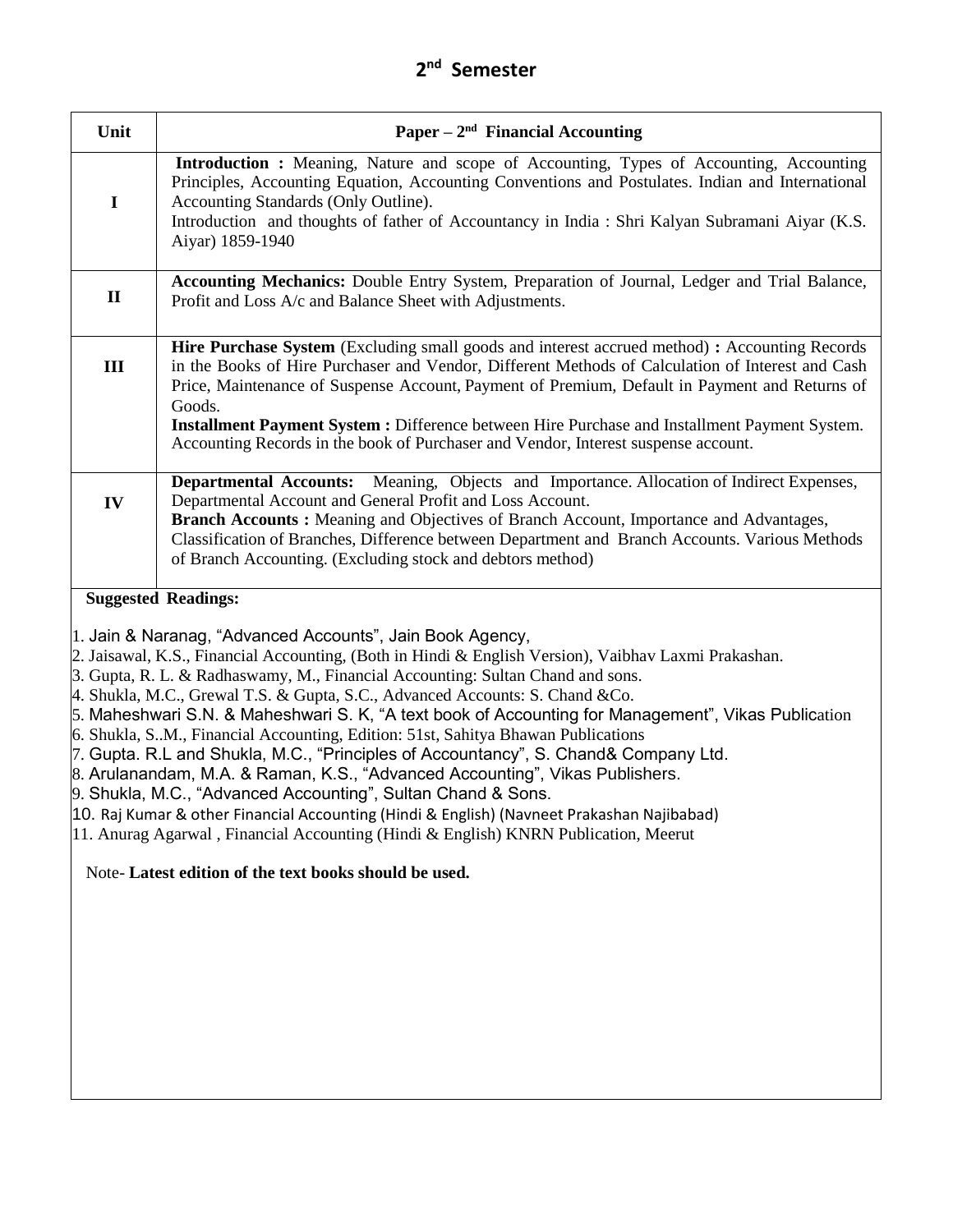## 2nd Semester

| Unit | Paper – 2nd Financial Accounting |
|---|---|
| I | **Introduction :** Meaning, Nature and scope of Accounting, Types of Accounting, Accounting Principles, Accounting Equation, Accounting Conventions and Postulates. Indian and International Accounting Standards (Only Outline).<br>Introduction and thoughts of father of Accountancy in India : Shri Kalyan Subramani Aiyar (K.S. Aiyar) 1859-1940 |
| II | **Accounting Mechanics:** Double Entry System, Preparation of Journal, Ledger and Trial Balance, Profit and Loss A/c and Balance Sheet with Adjustments. |
| III | **Hire Purchase System** (Excluding small goods and interest accrued method) **:** Accounting Records in the Books of Hire Purchaser and Vendor, Different Methods of Calculation of Interest and Cash Price, Maintenance of Suspense Account, Payment of Premium, Default in Payment and Returns of Goods.<br>**Installment Payment System :** Difference between Hire Purchase and Installment Payment System. Accounting Records in the book of Purchaser and Vendor, Interest suspense account. |
| IV | **Departmental Accounts:** Meaning, Objects and Importance. Allocation of Indirect Expenses, Departmental Account and General Profit and Loss Account.<br>**Branch Accounts :** Meaning and Objectives of Branch Account, Importance and Advantages, Classification of Branches, Difference between Department and Branch Accounts. Various Methods of Branch Accounting. (Excluding stock and debtors method) |

**Suggested Readings:**

1. Jain & Naranag, "Advanced Accounts", Jain Book Agency,
2. Jaisawal, K.S., Financial Accounting, (Both in Hindi & English Version), Vaibhav Laxmi Prakashan.
3. Gupta, R. L. & Radhaswamy, M., Financial Accounting: Sultan Chand and sons.
4. Shukla, M.C., Grewal T.S. & Gupta, S.C., Advanced Accounts: S. Chand &Co.
5. Maheshwari S.N. & Maheshwari S. K, "A text book of Accounting for Management", Vikas Publication
6. Shukla, S..M., Financial Accounting, Edition: 51st, Sahitya Bhawan Publications
7. Gupta. R.L and Shukla, M.C., "Principles of Accountancy", S. Chand& Company Ltd.
8. Arulanandam, M.A. & Raman, K.S., "Advanced Accounting", Vikas Publishers.
9. Shukla, M.C., "Advanced Accounting", Sultan Chand & Sons.
10. Raj Kumar & other Financial Accounting (Hindi & English) (Navneet Prakashan Najibabad)
11. Anurag Agarwal , Financial Accounting (Hindi & English) KNRN Publication, Meerut

Note- **Latest edition of the text books should be used.**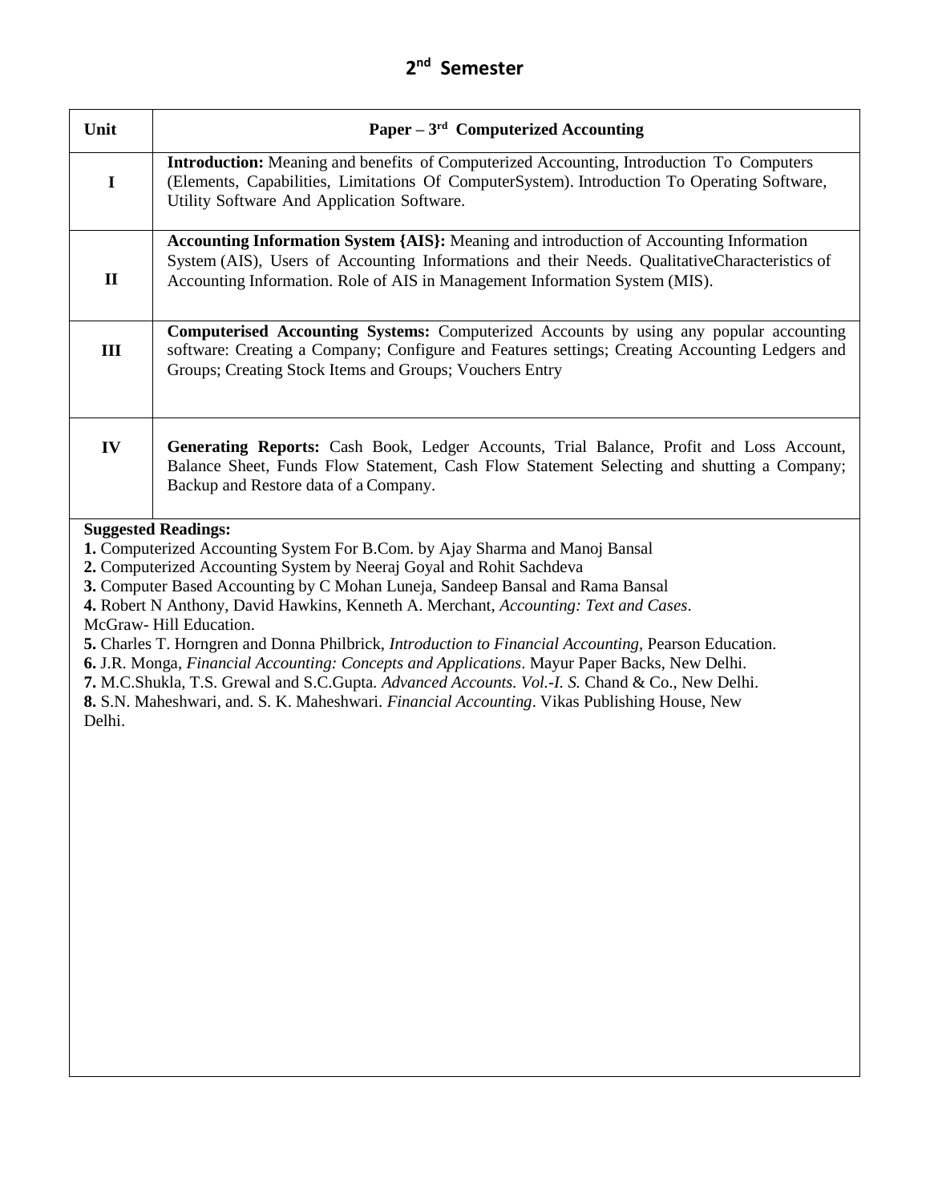## 2nd Semester

| Unit | Paper – 3rd Computerized Accounting |
|---|---|
| I | **Introduction:** Meaning and benefits of Computerized Accounting, Introduction To Computers (Elements, Capabilities, Limitations Of ComputerSystem). Introduction To Operating Software, Utility Software And Application Software. |
| II | **Accounting Information System {AIS}:** Meaning and introduction of Accounting Information System (AIS), Users of Accounting Informations and their Needs. QualitativeCharacteristics of Accounting Information. Role of AIS in Management Information System (MIS). |
| III | **Computerised Accounting Systems:** Computerized Accounts by using any popular accounting software: Creating a Company; Configure and Features settings; Creating Accounting Ledgers and Groups; Creating Stock Items and Groups; Vouchers Entry |
| IV | **Generating Reports:** Cash Book, Ledger Accounts, Trial Balance, Profit and Loss Account, Balance Sheet, Funds Flow Statement, Cash Flow Statement Selecting and shutting a Company; Backup and Restore data of a Company. |

**Suggested Readings:**

**1.** Computerized Accounting System For B.Com. by Ajay Sharma and Manoj Bansal
**2.** Computerized Accounting System by Neeraj Goyal and Rohit Sachdeva
**3.** Computer Based Accounting by C Mohan Luneja, Sandeep Bansal and Rama Bansal
**4.** Robert N Anthony, David Hawkins, Kenneth A. Merchant, *Accounting: Text and Cases*. McGraw- Hill Education.
**5.** Charles T. Horngren and Donna Philbrick, *Introduction to Financial Accounting*, Pearson Education.
**6.** J.R. Monga, *Financial Accounting: Concepts and Applications*. Mayur Paper Backs, New Delhi.
**7.** M.C.Shukla, T.S. Grewal and S.C.Gupta. *Advanced Accounts. Vol.-I. S.* Chand & Co., New Delhi.
**8.** S.N. Maheshwari, and. S. K. Maheshwari. *Financial Accounting*. Vikas Publishing House, New Delhi.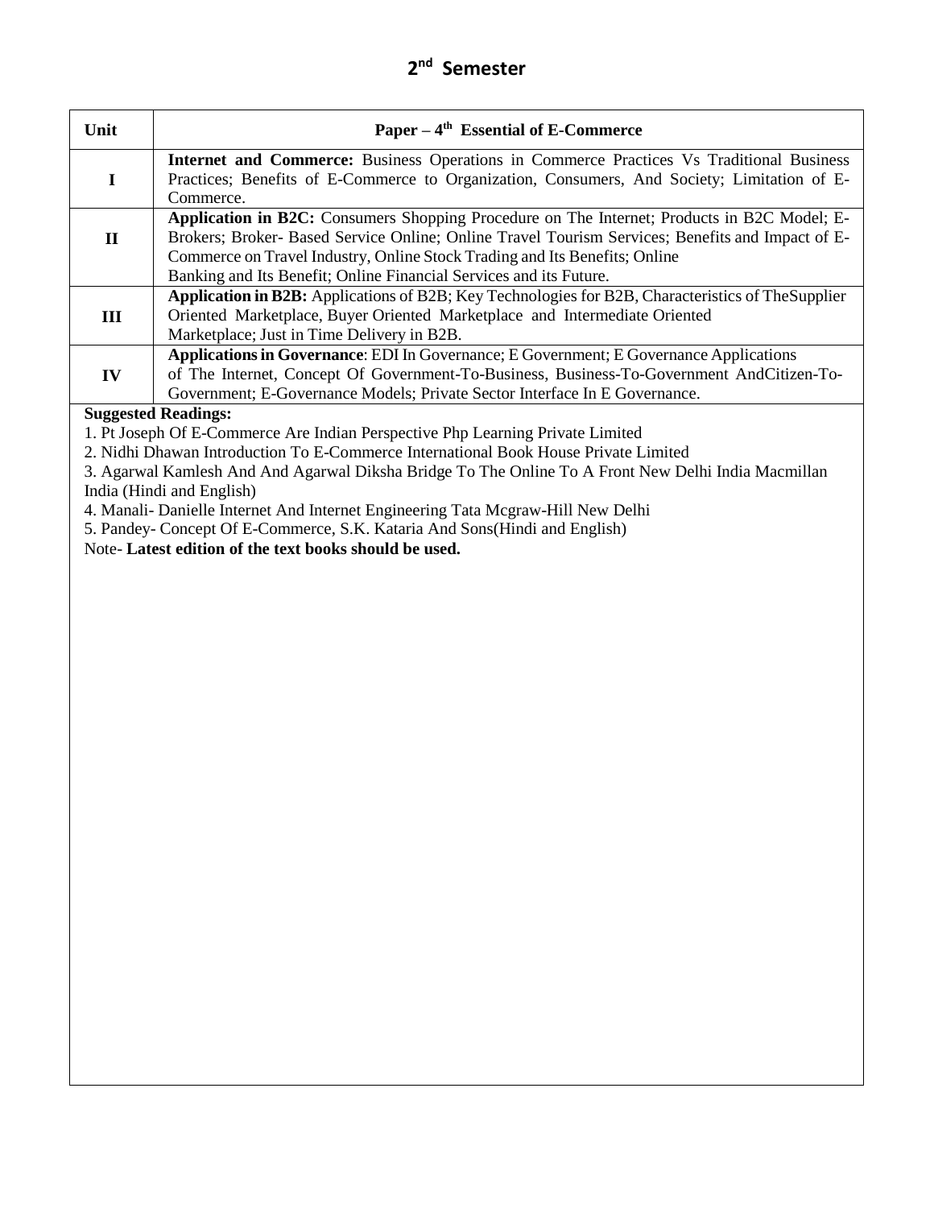## 2nd Semester

| Unit | Paper – 4th Essential of E-Commerce |
|---|---|
| I | **Internet and Commerce:** Business Operations in Commerce Practices Vs Traditional Business Practices; Benefits of E-Commerce to Organization, Consumers, And Society; Limitation of E-Commerce. |
| II | **Application in B2C:** Consumers Shopping Procedure on The Internet; Products in B2C Model; E-Brokers; Broker- Based Service Online; Online Travel Tourism Services; Benefits and Impact of E-Commerce on Travel Industry, Online Stock Trading and Its Benefits; Online Banking and Its Benefit; Online Financial Services and its Future. |
| III | **Application in B2B:** Applications of B2B; Key Technologies for B2B, Characteristics of TheSupplier Oriented Marketplace, Buyer Oriented Marketplace and Intermediate Oriented Marketplace; Just in Time Delivery in B2B. |
| IV | **Applications in Governance**: EDI In Governance; E Government; E Governance Applications of The Internet, Concept Of Government-To-Business, Business-To-Government AndCitizen-To-Government; E-Governance Models; Private Sector Interface In E Governance. |

**Suggested Readings:**

1. Pt Joseph Of E-Commerce Are Indian Perspective Php Learning Private Limited
2. Nidhi Dhawan Introduction To E-Commerce International Book House Private Limited
3. Agarwal Kamlesh And And Agarwal Diksha Bridge To The Online To A Front New Delhi India Macmillan India (Hindi and English)
4. Manali- Danielle Internet And Internet Engineering Tata Mcgraw-Hill New Delhi
5. Pandey- Concept Of E-Commerce, S.K. Kataria And Sons(Hindi and English)

Note- **Latest edition of the text books should be used.**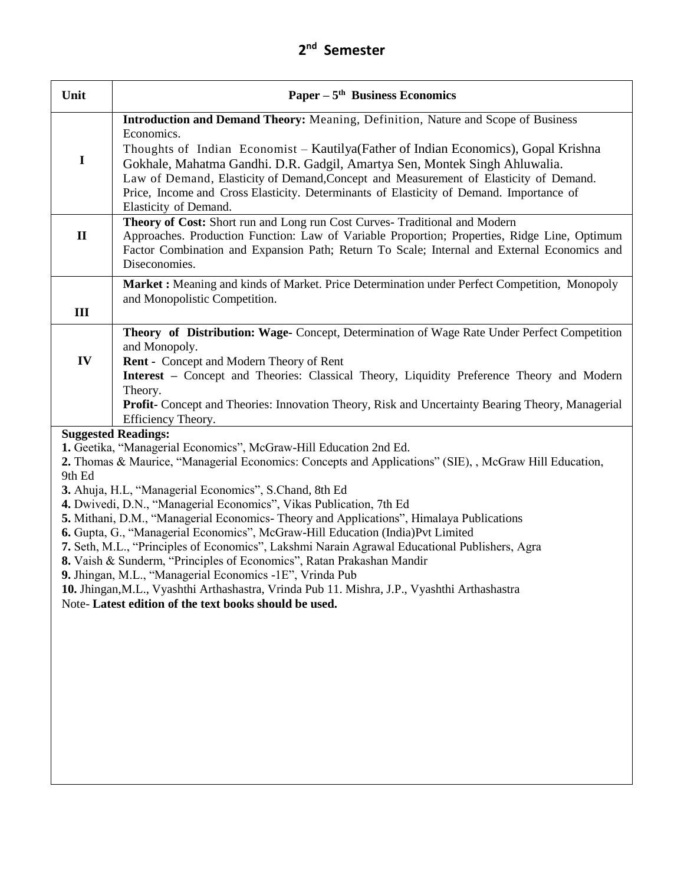## 2nd Semester

| Unit | Paper – 5th Business Economics |
|---|---|
| I | **Introduction and Demand Theory:** Meaning, Definition, Nature and Scope of Business Economics. Thoughts of Indian Economist – Kautilya(Father of Indian Economics), Gopal Krishna Gokhale, Mahatma Gandhi. D.R. Gadgil, Amartya Sen, Montek Singh Ahluwalia. Law of Demand, Elasticity of Demand,Concept and Measurement of Elasticity of Demand. Price, Income and Cross Elasticity. Determinants of Elasticity of Demand. Importance of Elasticity of Demand. |
| II | **Theory of Cost:** Short run and Long run Cost Curves- Traditional and Modern Approaches. Production Function: Law of Variable Proportion; Properties, Ridge Line, Optimum Factor Combination and Expansion Path; Return To Scale; Internal and External Economics and Diseconomies. |
| III | **Market :** Meaning and kinds of Market. Price Determination under Perfect Competition, Monopoly and Monopolistic Competition. |
| IV | **Theory of Distribution: Wage**- Concept, Determination of Wage Rate Under Perfect Competition and Monopoly. **Rent -** Concept and Modern Theory of Rent **Interest –** Concept and Theories: Classical Theory, Liquidity Preference Theory and Modern Theory. **Profit-** Concept and Theories: Innovation Theory, Risk and Uncertainty Bearing Theory, Managerial Efficiency Theory. |

**Suggested Readings:**

**1.** Geetika, "Managerial Economics", McGraw-Hill Education 2nd Ed.
**2.** Thomas & Maurice, "Managerial Economics: Concepts and Applications" (SIE), , McGraw Hill Education, 9th Ed
**3.** Ahuja, H.L, "Managerial Economics", S.Chand, 8th Ed
**4.** Dwivedi, D.N., "Managerial Economics", Vikas Publication, 7th Ed
**5.** Mithani, D.M., "Managerial Economics- Theory and Applications", Himalaya Publications
**6.** Gupta, G., "Managerial Economics", McGraw-Hill Education (India)Pvt Limited
**7.** Seth, M.L., "Principles of Economics", Lakshmi Narain Agrawal Educational Publishers, Agra
**8.** Vaish & Sunderm, "Principles of Economics", Ratan Prakashan Mandir
**9.** Jhingan, M.L., "Managerial Economics -1E", Vrinda Pub
**10.** Jhingan,M.L., Vyashthi Arthashastra, Vrinda Pub 11. Mishra, J.P., Vyashthi Arthashastra

Note- **Latest edition of the text books should be used.**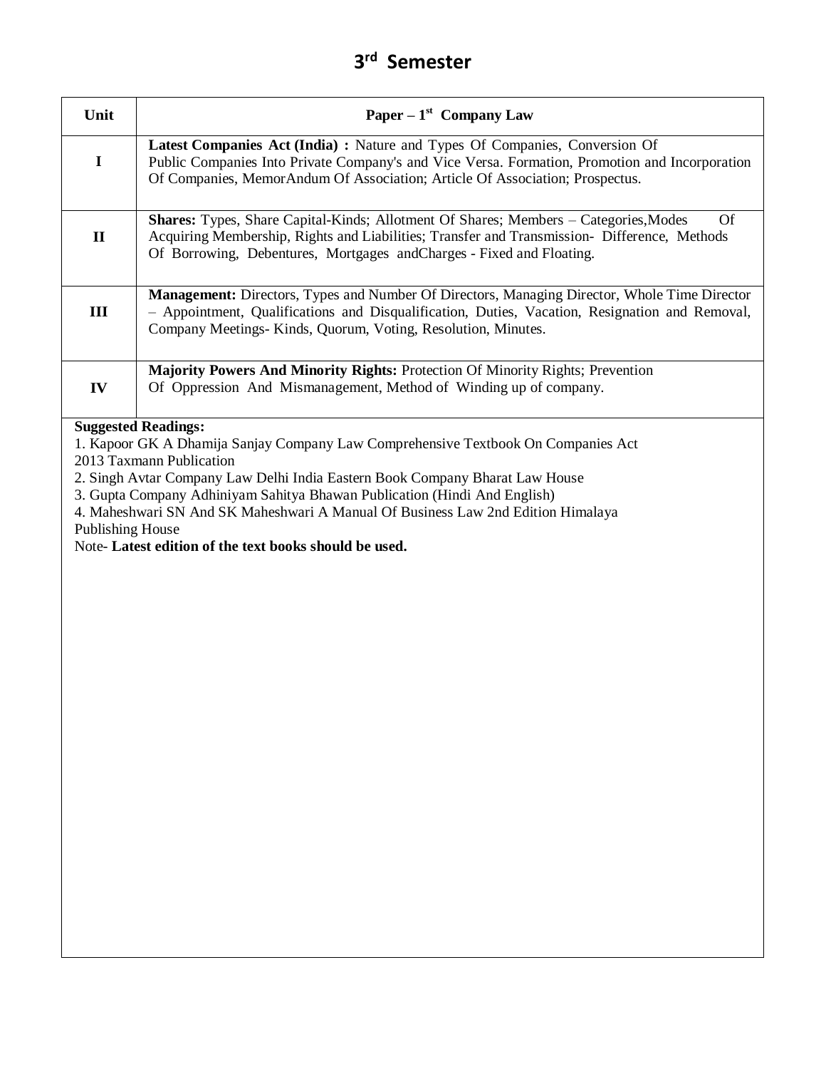# 3rd Semester

| Unit | Paper – 1st Company Law |
|---|---|
| I | **Latest Companies Act (India) :** Nature and Types Of Companies, Conversion Of Public Companies Into Private Company's and Vice Versa. Formation, Promotion and Incorporation Of Companies, MemorAndum Of Association; Article Of Association; Prospectus. |
| II | **Shares:** Types, Share Capital-Kinds; Allotment Of Shares; Members – Categories,Modes Of Acquiring Membership, Rights and Liabilities; Transfer and Transmission- Difference, Methods Of Borrowing, Debentures, Mortgages andCharges - Fixed and Floating. |
| III | **Management:** Directors, Types and Number Of Directors, Managing Director, Whole Time Director – Appointment, Qualifications and Disqualification, Duties, Vacation, Resignation and Removal, Company Meetings- Kinds, Quorum, Voting, Resolution, Minutes. |
| IV | **Majority Powers And Minority Rights:** Protection Of Minority Rights; Prevention Of Oppression And Mismanagement, Method of Winding up of company. |

**Suggested Readings:**

1. Kapoor GK A Dhamija Sanjay Company Law Comprehensive Textbook On Companies Act 2013 Taxmann Publication
2. Singh Avtar Company Law Delhi India Eastern Book Company Bharat Law House
3. Gupta Company Adhiniyam Sahitya Bhawan Publication (Hindi And English)
4. Maheshwari SN And SK Maheshwari A Manual Of Business Law 2nd Edition Himalaya Publishing House

Note- **Latest edition of the text books should be used.**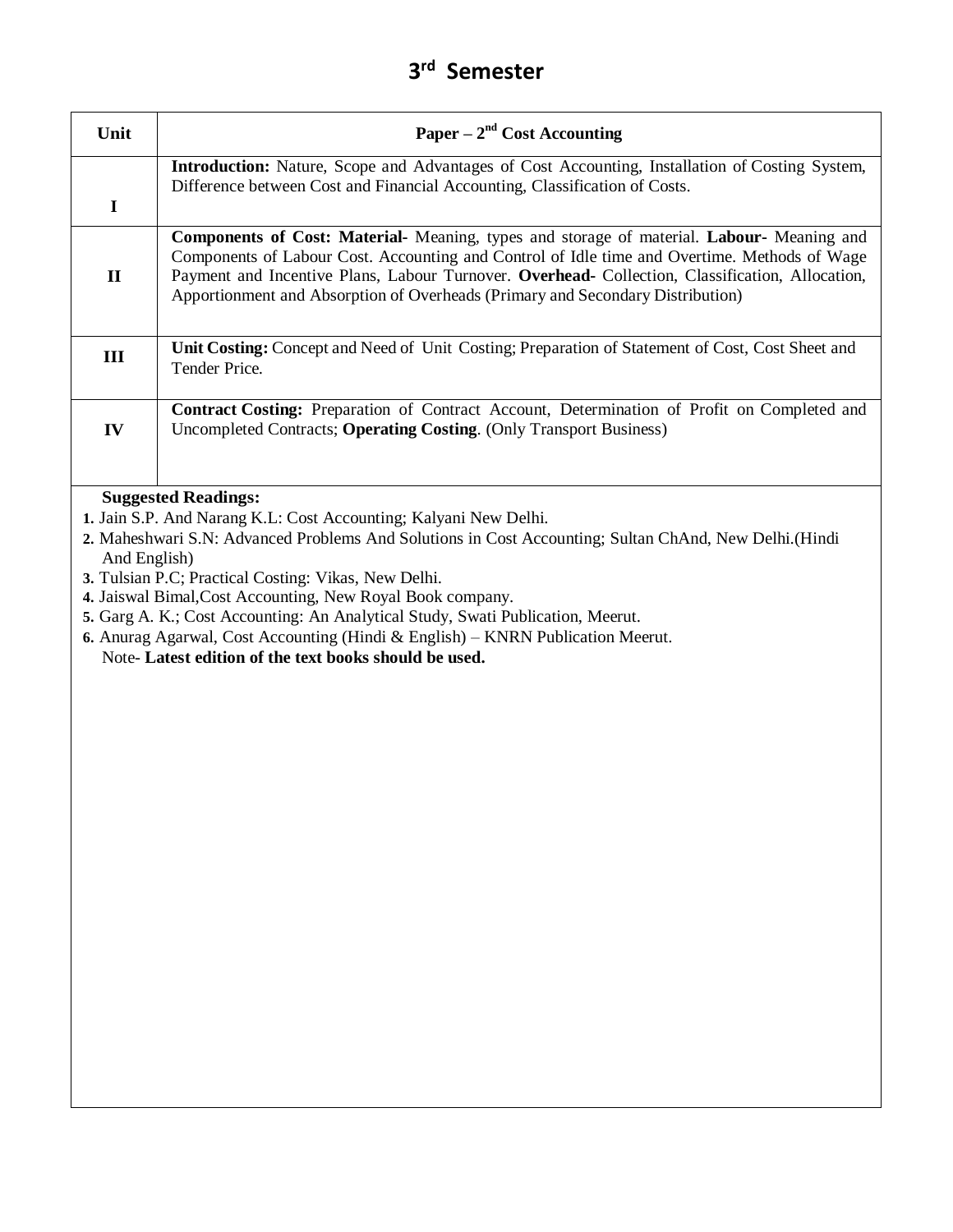# 3rd Semester

| Unit | Paper – 2nd Cost Accounting |
|---|---|
| I | **Introduction:** Nature, Scope and Advantages of Cost Accounting, Installation of Costing System, Difference between Cost and Financial Accounting, Classification of Costs. |
| II | **Components of Cost: Material-** Meaning, types and storage of material. **Labour-** Meaning and Components of Labour Cost. Accounting and Control of Idle time and Overtime. Methods of Wage Payment and Incentive Plans, Labour Turnover. **Overhead-** Collection, Classification, Allocation, Apportionment and Absorption of Overheads (Primary and Secondary Distribution) |
| III | **Unit Costing:** Concept and Need of Unit Costing; Preparation of Statement of Cost, Cost Sheet and Tender Price. |
| IV | **Contract Costing:** Preparation of Contract Account, Determination of Profit on Completed and Uncompleted Contracts; **Operating Costing**. (Only Transport Business) |

**Suggested Readings:**

1. Jain S.P. And Narang K.L: Cost Accounting; Kalyani New Delhi.
2. Maheshwari S.N: Advanced Problems And Solutions in Cost Accounting; Sultan ChAnd, New Delhi.(Hindi And English)
3. Tulsian P.C; Practical Costing: Vikas, New Delhi.
4. Jaiswal Bimal,Cost Accounting, New Royal Book company.
5. Garg A. K.; Cost Accounting: An Analytical Study, Swati Publication, Meerut.
6. Anurag Agarwal, Cost Accounting (Hindi & English) – KNRN Publication Meerut.

Note- **Latest edition of the text books should be used.**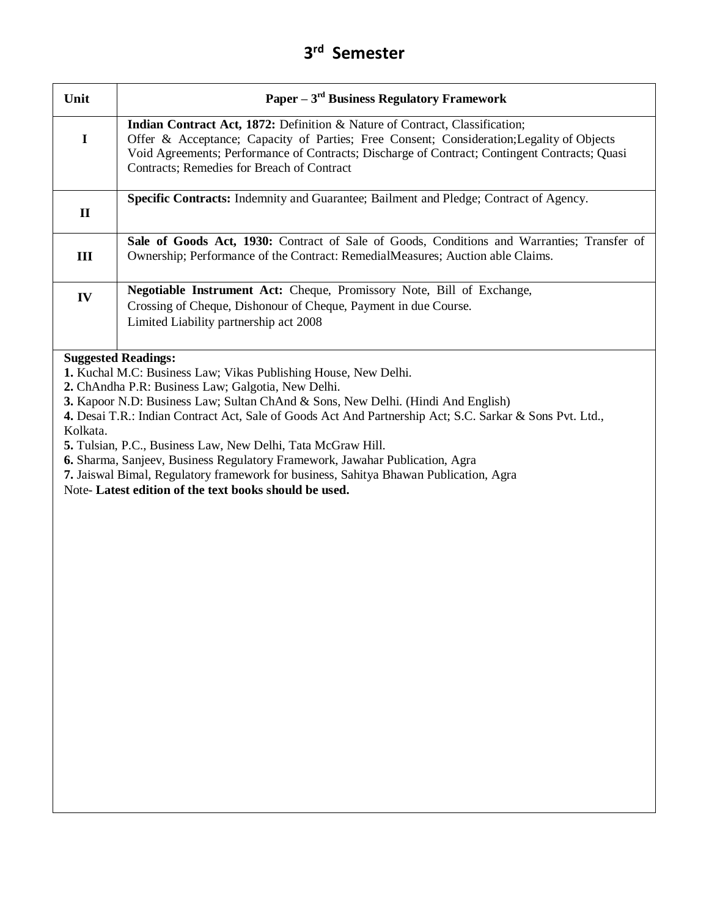# 3rd Semester

| Unit | Paper – 3rd Business Regulatory Framework |
|---|---|
| I | **Indian Contract Act, 1872:** Definition & Nature of Contract, Classification; Offer & Acceptance; Capacity of Parties; Free Consent; Consideration;Legality of Objects Void Agreements; Performance of Contracts; Discharge of Contract; Contingent Contracts; Quasi Contracts; Remedies for Breach of Contract |
| II | **Specific Contracts:** Indemnity and Guarantee; Bailment and Pledge; Contract of Agency. |
| III | **Sale of Goods Act, 1930:** Contract of Sale of Goods, Conditions and Warranties; Transfer of Ownership; Performance of the Contract: RemedialMeasures; Auction able Claims. |
| IV | **Negotiable Instrument Act:** Cheque, Promissory Note, Bill of Exchange, Crossing of Cheque, Dishonour of Cheque, Payment in due Course. Limited Liability partnership act 2008 |

**Suggested Readings:**

**1.** Kuchal M.C: Business Law; Vikas Publishing House, New Delhi.
**2.** ChAndha P.R: Business Law; Galgotia, New Delhi.
**3.** Kapoor N.D: Business Law; Sultan ChAnd & Sons, New Delhi. (Hindi And English)
**4.** Desai T.R.: Indian Contract Act, Sale of Goods Act And Partnership Act; S.C. Sarkar & Sons Pvt. Ltd., Kolkata.
**5.** Tulsian, P.C., Business Law, New Delhi, Tata McGraw Hill.
**6.** Sharma, Sanjeev, Business Regulatory Framework, Jawahar Publication, Agra
**7.** Jaiswal Bimal, Regulatory framework for business, Sahitya Bhawan Publication, Agra

Note- **Latest edition of the text books should be used.**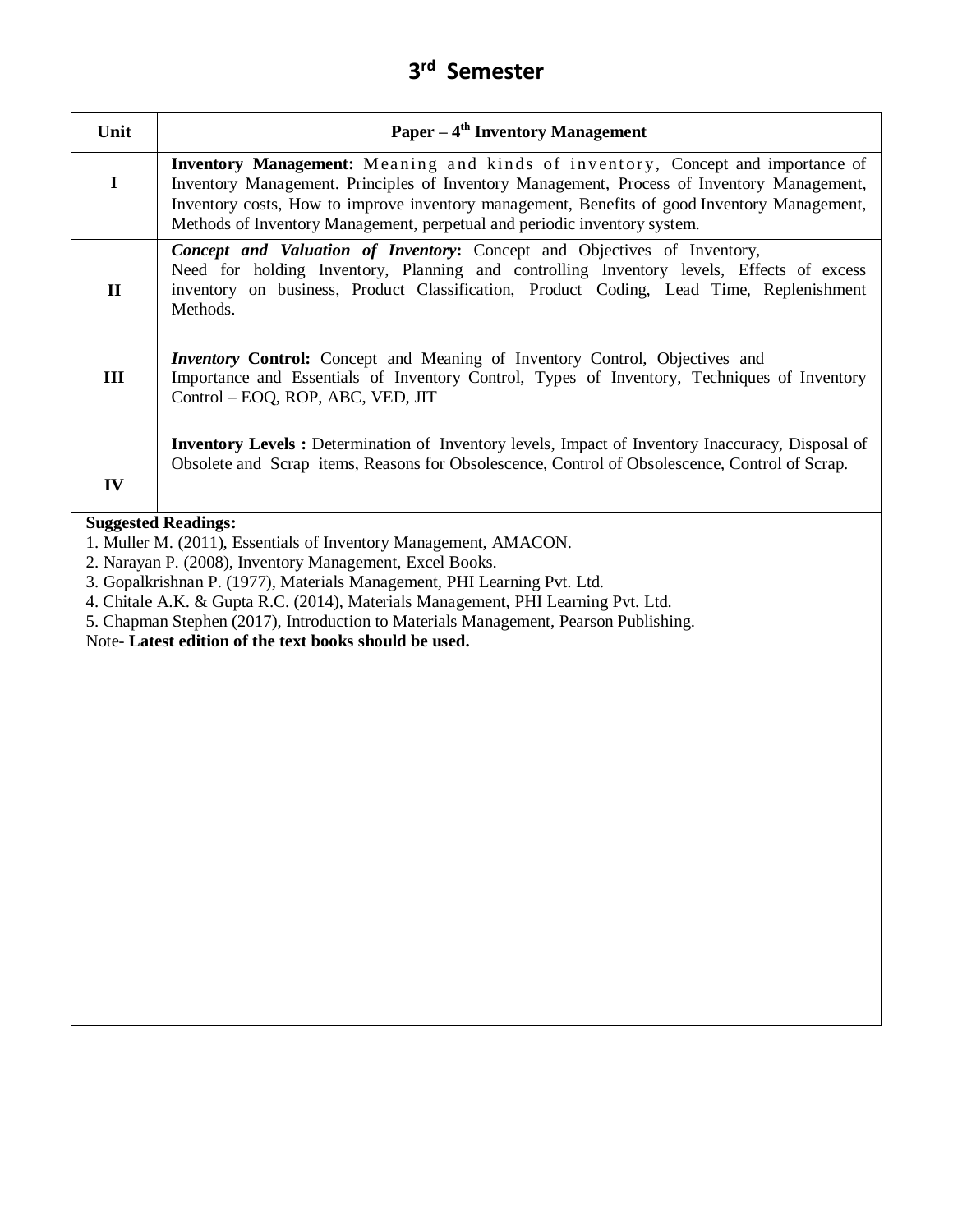# 3rd Semester

| Unit | Paper – 4th Inventory Management |
|---|---|
| I | **Inventory Management:** Meaning and kinds of inventory, Concept and importance of Inventory Management. Principles of Inventory Management, Process of Inventory Management, Inventory costs, How to improve inventory management, Benefits of good Inventory Management, Methods of Inventory Management, perpetual and periodic inventory system. |
| II | ***Concept and Valuation of Inventory*:** Concept and Objectives of Inventory, Need for holding Inventory, Planning and controlling Inventory levels, Effects of excess inventory on business, Product Classification, Product Coding, Lead Time, Replenishment Methods. |
| III | ***Inventory* Control:** Concept and Meaning of Inventory Control, Objectives and Importance and Essentials of Inventory Control, Types of Inventory, Techniques of Inventory Control – EOQ, ROP, ABC, VED, JIT |
| IV | **Inventory Levels :** Determination of Inventory levels, Impact of Inventory Inaccuracy, Disposal of Obsolete and Scrap items, Reasons for Obsolescence, Control of Obsolescence, Control of Scrap. |

**Suggested Readings:**

1. Muller M. (2011), Essentials of Inventory Management, AMACON.
2. Narayan P. (2008), Inventory Management, Excel Books.
3. Gopalkrishnan P. (1977), Materials Management, PHI Learning Pvt. Ltd.
4. Chitale A.K. & Gupta R.C. (2014), Materials Management, PHI Learning Pvt. Ltd.
5. Chapman Stephen (2017), Introduction to Materials Management, Pearson Publishing.

Note- **Latest edition of the text books should be used.**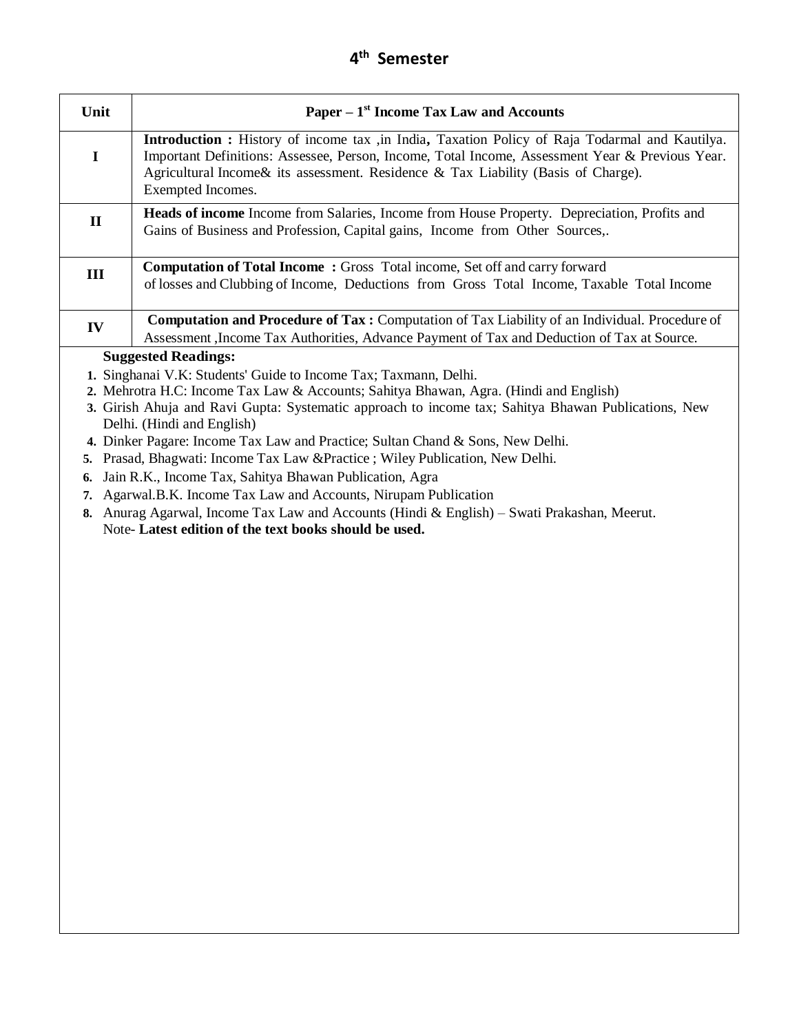## 4th Semester

| Unit | Paper – 1st Income Tax Law and Accounts |
|---|---|
| I | **Introduction :** History of income tax ,in India**,** Taxation Policy of Raja Todarmal and Kautilya. Important Definitions: Assessee, Person, Income, Total Income, Assessment Year & Previous Year. Agricultural Income& its assessment. Residence & Tax Liability (Basis of Charge). Exempted Incomes. |
| II | **Heads of income** Income from Salaries, Income from House Property. Depreciation, Profits and Gains of Business and Profession, Capital gains, Income from Other Sources,. |
| III | **Computation of Total Income :** Gross Total income, Set off and carry forward of losses and Clubbing of Income, Deductions from Gross Total Income, Taxable Total Income |
| IV | **Computation and Procedure of Tax :** Computation of Tax Liability of an Individual. Procedure of Assessment ,Income Tax Authorities, Advance Payment of Tax and Deduction of Tax at Source. |

**Suggested Readings:**

1. Singhanai V.K: Students' Guide to Income Tax; Taxmann, Delhi.
2. Mehrotra H.C: Income Tax Law & Accounts; Sahitya Bhawan, Agra. (Hindi and English)
3. Girish Ahuja and Ravi Gupta: Systematic approach to income tax; Sahitya Bhawan Publications, New Delhi. (Hindi and English)
4. Dinker Pagare: Income Tax Law and Practice; Sultan Chand & Sons, New Delhi.
5. Prasad, Bhagwati: Income Tax Law &Practice ; Wiley Publication, New Delhi.
6. Jain R.K., Income Tax, Sahitya Bhawan Publication, Agra
7. Agarwal.B.K. Income Tax Law and Accounts, Nirupam Publication
8. Anurag Agarwal, Income Tax Law and Accounts (Hindi & English) – Swati Prakashan, Meerut.

Note- **Latest edition of the text books should be used.**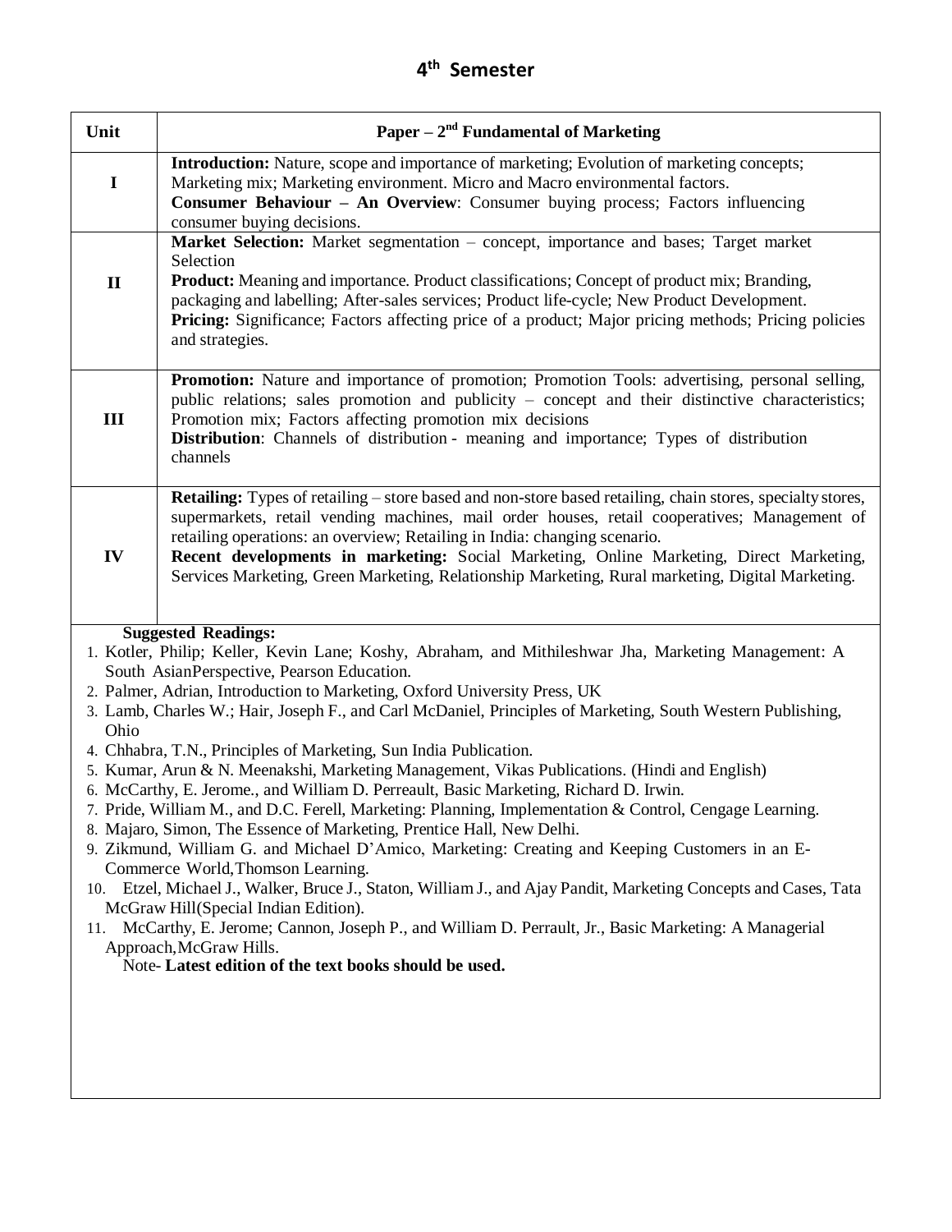## 4th Semester

| Unit | Paper – 2nd Fundamental of Marketing |
|---|---|
| I | **Introduction:** Nature, scope and importance of marketing; Evolution of marketing concepts; Marketing mix; Marketing environment. Micro and Macro environmental factors. **Consumer Behaviour – An Overview**: Consumer buying process; Factors influencing consumer buying decisions. |
| II | **Market Selection:** Market segmentation – concept, importance and bases; Target market Selection **Product:** Meaning and importance. Product classifications; Concept of product mix; Branding, packaging and labelling; After-sales services; Product life-cycle; New Product Development. **Pricing:** Significance; Factors affecting price of a product; Major pricing methods; Pricing policies and strategies. |
| III | **Promotion:** Nature and importance of promotion; Promotion Tools: advertising, personal selling, public relations; sales promotion and publicity – concept and their distinctive characteristics; Promotion mix; Factors affecting promotion mix decisions **Distribution**: Channels of distribution - meaning and importance; Types of distribution channels |
| IV | **Retailing:** Types of retailing – store based and non-store based retailing, chain stores, specialty stores, supermarkets, retail vending machines, mail order houses, retail cooperatives; Management of retailing operations: an overview; Retailing in India: changing scenario. **Recent developments in marketing:** Social Marketing, Online Marketing, Direct Marketing, Services Marketing, Green Marketing, Relationship Marketing, Rural marketing, Digital Marketing. |

**Suggested Readings:**

1. Kotler, Philip; Keller, Kevin Lane; Koshy, Abraham, and Mithileshwar Jha, Marketing Management: A South AsianPerspective, Pearson Education.
2. Palmer, Adrian, Introduction to Marketing, Oxford University Press, UK
3. Lamb, Charles W.; Hair, Joseph F., and Carl McDaniel, Principles of Marketing, South Western Publishing, Ohio
4. Chhabra, T.N., Principles of Marketing, Sun India Publication.
5. Kumar, Arun & N. Meenakshi, Marketing Management, Vikas Publications. (Hindi and English)
6. McCarthy, E. Jerome., and William D. Perreault, Basic Marketing, Richard D. Irwin.
7. Pride, William M., and D.C. Ferell, Marketing: Planning, Implementation & Control, Cengage Learning.
8. Majaro, Simon, The Essence of Marketing, Prentice Hall, New Delhi.
9. Zikmund, William G. and Michael D'Amico, Marketing: Creating and Keeping Customers in an E-Commerce World,Thomson Learning.
10. Etzel, Michael J., Walker, Bruce J., Staton, William J., and Ajay Pandit, Marketing Concepts and Cases, Tata McGraw Hill(Special Indian Edition).
11. McCarthy, E. Jerome; Cannon, Joseph P., and William D. Perrault, Jr., Basic Marketing: A Managerial Approach,McGraw Hills.

Note- **Latest edition of the text books should be used.**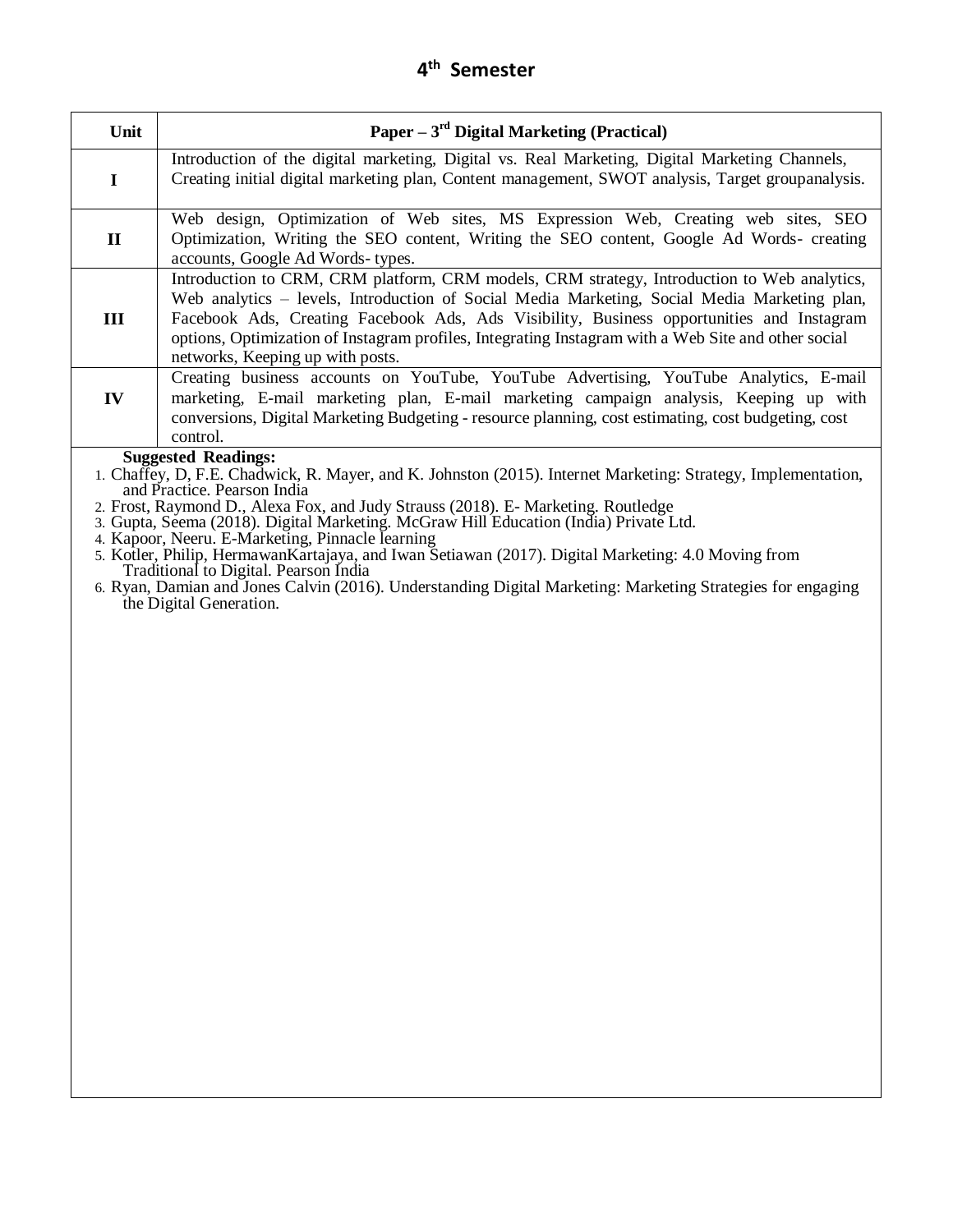# 4th Semester

| Unit | Paper – 3rd Digital Marketing (Practical) |
|---|---|
| I | Introduction of the digital marketing, Digital vs. Real Marketing, Digital Marketing Channels, Creating initial digital marketing plan, Content management, SWOT analysis, Target groupanalysis. |
| II | Web design, Optimization of Web sites, MS Expression Web, Creating web sites, SEO Optimization, Writing the SEO content, Writing the SEO content, Google Ad Words- creating accounts, Google Ad Words- types. |
| III | Introduction to CRM, CRM platform, CRM models, CRM strategy, Introduction to Web analytics, Web analytics – levels, Introduction of Social Media Marketing, Social Media Marketing plan, Facebook Ads, Creating Facebook Ads, Ads Visibility, Business opportunities and Instagram options, Optimization of Instagram profiles, Integrating Instagram with a Web Site and other social networks, Keeping up with posts. |
| IV | Creating business accounts on YouTube, YouTube Advertising, YouTube Analytics, E-mail marketing, E-mail marketing plan, E-mail marketing campaign analysis, Keeping up with conversions, Digital Marketing Budgeting - resource planning, cost estimating, cost budgeting, cost control. |

**Suggested Readings:**

1. Chaffey, D, F.E. Chadwick, R. Mayer, and K. Johnston (2015). Internet Marketing: Strategy, Implementation, and Practice. Pearson India
2. Frost, Raymond D., Alexa Fox, and Judy Strauss (2018). E- Marketing. Routledge
3. Gupta, Seema (2018). Digital Marketing. McGraw Hill Education (India) Private Ltd.
4. Kapoor, Neeru. E-Marketing, Pinnacle learning
5. Kotler, Philip, HermawanKartajaya, and Iwan Setiawan (2017). Digital Marketing: 4.0 Moving from Traditional to Digital. Pearson India
6. Ryan, Damian and Jones Calvin (2016). Understanding Digital Marketing: Marketing Strategies for engaging the Digital Generation.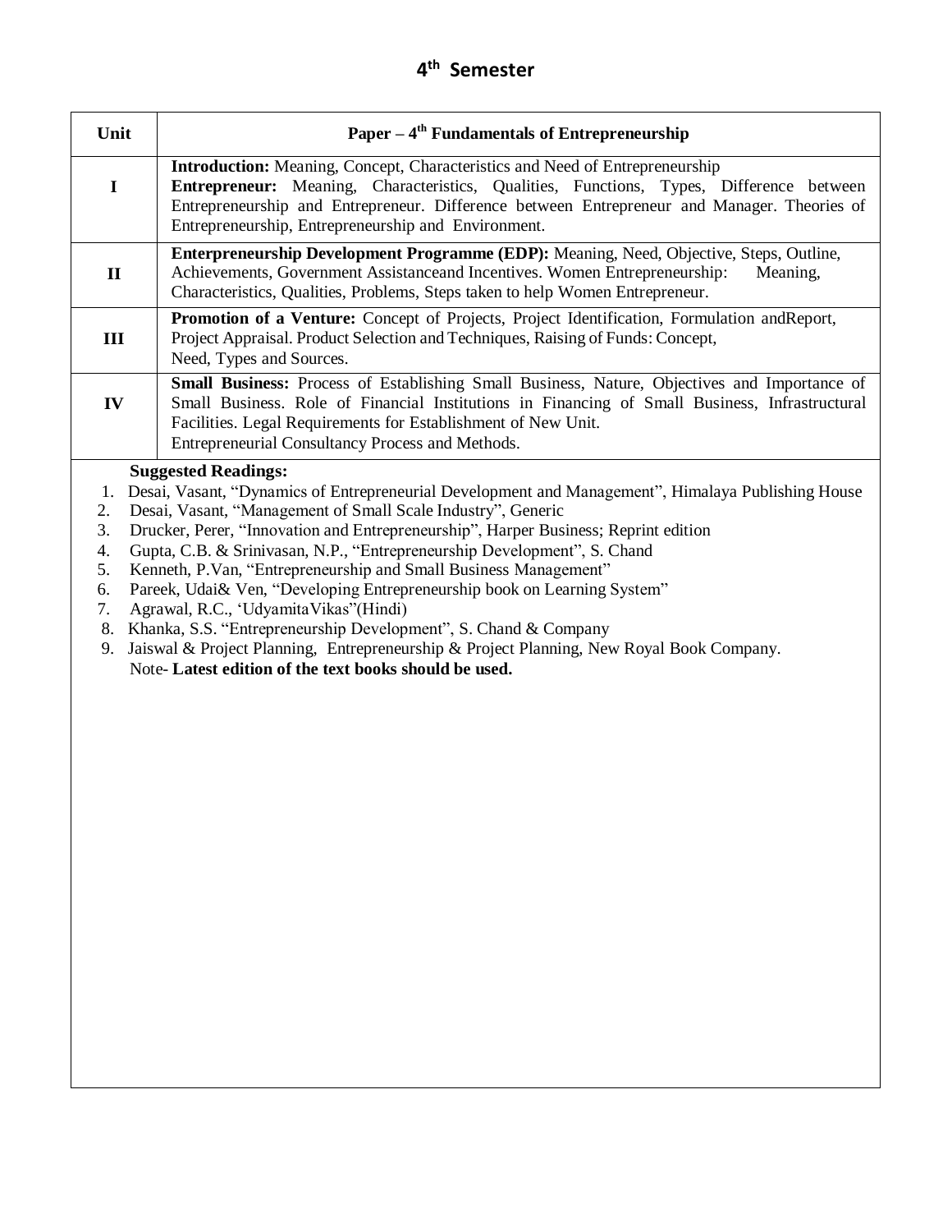# 4th Semester

| Unit | Paper – 4th Fundamentals of Entrepreneurship |
|---|---|
| I | **Introduction:** Meaning, Concept, Characteristics and Need of Entrepreneurship **Entrepreneur:** Meaning, Characteristics, Qualities, Functions, Types, Difference between Entrepreneurship and Entrepreneur. Difference between Entrepreneur and Manager. Theories of Entrepreneurship, Entrepreneurship and Environment. |
| II | **Enterpreneurship Development Programme (EDP):** Meaning, Need, Objective, Steps, Outline, Achievements, Government Assistanceand Incentives. Women Entrepreneurship: Meaning, Characteristics, Qualities, Problems, Steps taken to help Women Entrepreneur. |
| III | **Promotion of a Venture:** Concept of Projects, Project Identification, Formulation andReport, Project Appraisal. Product Selection and Techniques, Raising of Funds: Concept, Need, Types and Sources. |
| IV | **Small Business:** Process of Establishing Small Business, Nature, Objectives and Importance of Small Business. Role of Financial Institutions in Financing of Small Business, Infrastructural Facilities. Legal Requirements for Establishment of New Unit. Entrepreneurial Consultancy Process and Methods. |

**Suggested Readings:**

1. Desai, Vasant, "Dynamics of Entrepreneurial Development and Management", Himalaya Publishing House
2. Desai, Vasant, "Management of Small Scale Industry", Generic
3. Drucker, Perer, "Innovation and Entrepreneurship", Harper Business; Reprint edition
4. Gupta, C.B. & Srinivasan, N.P., "Entrepreneurship Development", S. Chand
5. Kenneth, P.Van, "Entrepreneurship and Small Business Management"
6. Pareek, Udai& Ven, "Developing Entrepreneurship book on Learning System"
7. Agrawal, R.C., 'UdyamitaVikas"(Hindi)
8. Khanka, S.S. "Entrepreneurship Development", S. Chand & Company
9. Jaiswal & Project Planning, Entrepreneurship & Project Planning, New Royal Book Company.

Note- **Latest edition of the text books should be used.**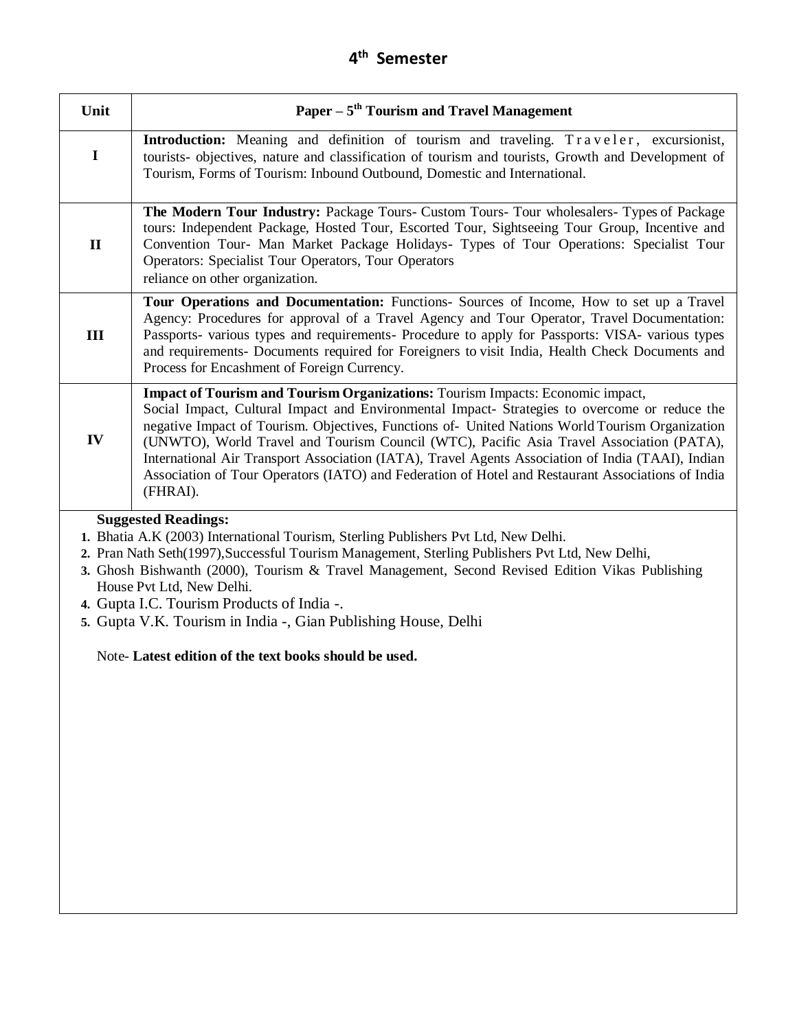# 4th Semester

| Unit | Paper – 5th Tourism and Travel Management |
|---|---|
| I | **Introduction:** Meaning and definition of tourism and traveling. Traveler, excursionist, tourists- objectives, nature and classification of tourism and tourists, Growth and Development of Tourism, Forms of Tourism: Inbound Outbound, Domestic and International. |
| II | **The Modern Tour Industry:** Package Tours- Custom Tours- Tour wholesalers- Types of Package tours: Independent Package, Hosted Tour, Escorted Tour, Sightseeing Tour Group, Incentive and Convention Tour- Man Market Package Holidays- Types of Tour Operations: Specialist Tour Operators: Specialist Tour Operators, Tour Operators reliance on other organization. |
| III | **Tour Operations and Documentation:** Functions- Sources of Income, How to set up a Travel Agency: Procedures for approval of a Travel Agency and Tour Operator, Travel Documentation: Passports- various types and requirements- Procedure to apply for Passports: VISA- various types and requirements- Documents required for Foreigners to visit India, Health Check Documents and Process for Encashment of Foreign Currency. |
| IV | **Impact of Tourism and Tourism Organizations:** Tourism Impacts: Economic impact, Social Impact, Cultural Impact and Environmental Impact- Strategies to overcome or reduce the negative Impact of Tourism. Objectives, Functions of- United Nations World Tourism Organization (UNWTO), World Travel and Tourism Council (WTC), Pacific Asia Travel Association (PATA), International Air Transport Association (IATA), Travel Agents Association of India (TAAI), Indian Association of Tour Operators (IATO) and Federation of Hotel and Restaurant Associations of India (FHRAI). |

**Suggested Readings:**

1. Bhatia A.K (2003) International Tourism, Sterling Publishers Pvt Ltd, New Delhi.
2. Pran Nath Seth(1997),Successful Tourism Management, Sterling Publishers Pvt Ltd, New Delhi,
3. Ghosh Bishwanth (2000), Tourism & Travel Management, Second Revised Edition Vikas Publishing House Pvt Ltd, New Delhi.
4. Gupta I.C. Tourism Products of India -.
5. Gupta V.K. Tourism in India -, Gian Publishing House, Delhi

Note- **Latest edition of the text books should be used.**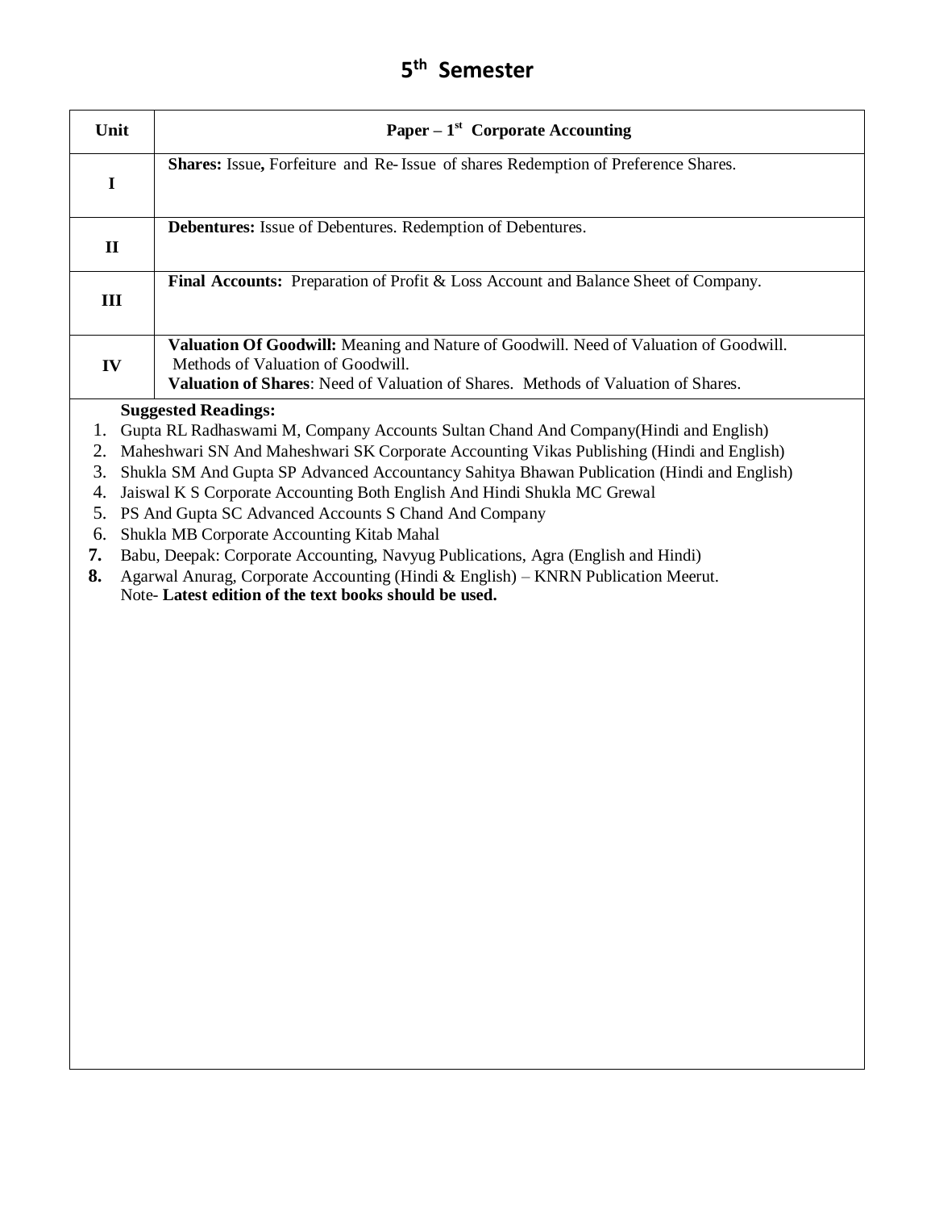# 5th Semester

| Unit | Paper – 1st Corporate Accounting |
|---|---|
| I | **Shares:** Issue**,** Forfeiture and Re- Issue of shares Redemption of Preference Shares. |
| II | **Debentures:** Issue of Debentures. Redemption of Debentures. |
| III | **Final Accounts:** Preparation of Profit & Loss Account and Balance Sheet of Company. |
| IV | **Valuation Of Goodwill:** Meaning and Nature of Goodwill. Need of Valuation of Goodwill. Methods of Valuation of Goodwill.<br>**Valuation of Shares**: Need of Valuation of Shares. Methods of Valuation of Shares. |

**Suggested Readings:**

1. Gupta RL Radhaswami M, Company Accounts Sultan Chand And Company(Hindi and English)
2. Maheshwari SN And Maheshwari SK Corporate Accounting Vikas Publishing (Hindi and English)
3. Shukla SM And Gupta SP Advanced Accountancy Sahitya Bhawan Publication (Hindi and English)
4. Jaiswal K S Corporate Accounting Both English And Hindi Shukla MC Grewal
5. PS And Gupta SC Advanced Accounts S Chand And Company
6. Shukla MB Corporate Accounting Kitab Mahal
7. Babu, Deepak: Corporate Accounting, Navyug Publications, Agra (English and Hindi)
8. Agarwal Anurag, Corporate Accounting (Hindi & English) – KNRN Publication Meerut.

Note- **Latest edition of the text books should be used.**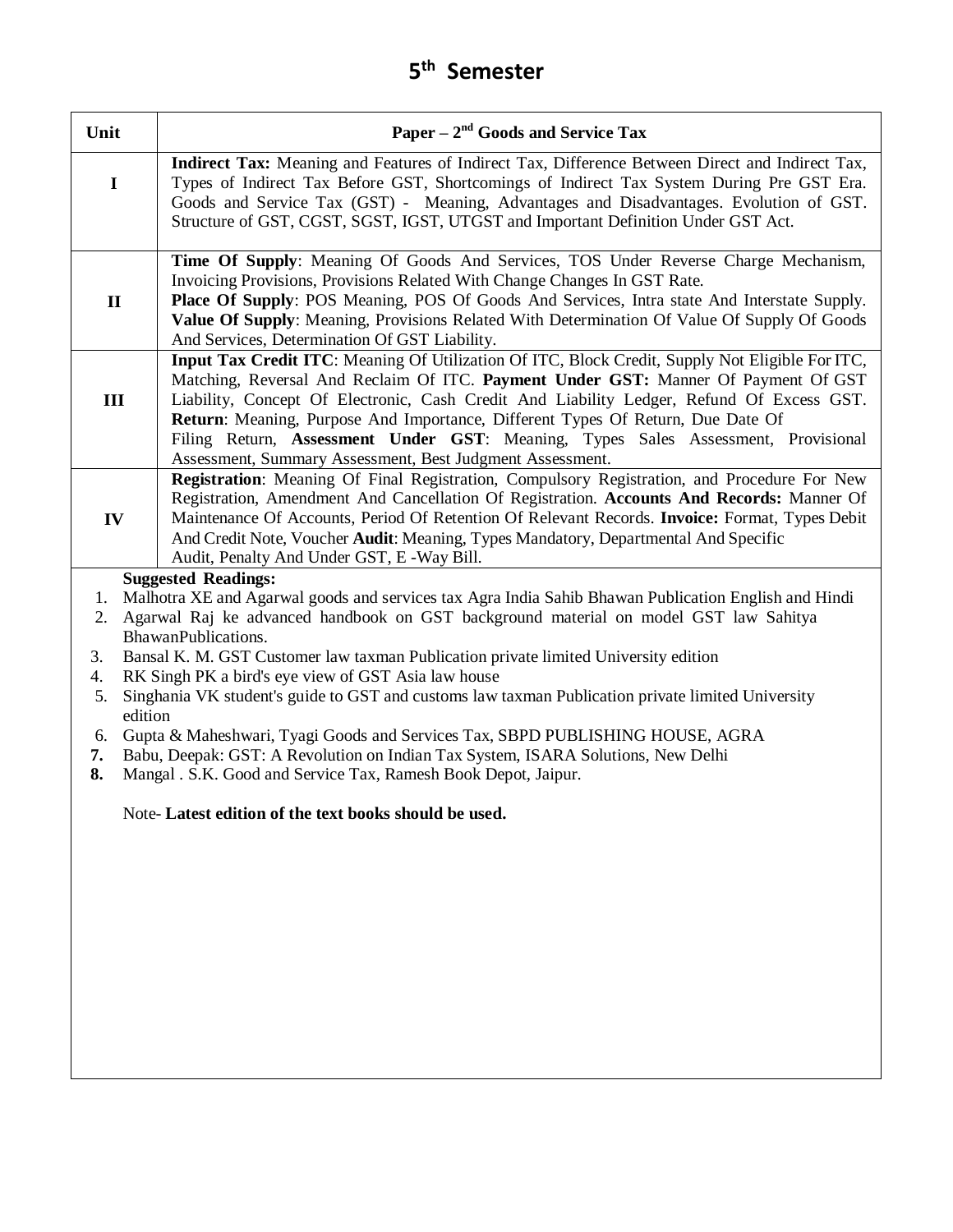# 5th Semester

| Unit | Paper – 2nd Goods and Service Tax |
| --- | --- |
| I | **Indirect Tax:** Meaning and Features of Indirect Tax, Difference Between Direct and Indirect Tax, Types of Indirect Tax Before GST, Shortcomings of Indirect Tax System During Pre GST Era. Goods and Service Tax (GST) - Meaning, Advantages and Disadvantages. Evolution of GST. Structure of GST, CGST, SGST, IGST, UTGST and Important Definition Under GST Act. |
| II | **Time Of Supply**: Meaning Of Goods And Services, TOS Under Reverse Charge Mechanism, Invoicing Provisions, Provisions Related With Change Changes In GST Rate. **Place Of Supply**: POS Meaning, POS Of Goods And Services, Intra state And Interstate Supply. **Value Of Supply**: Meaning, Provisions Related With Determination Of Value Of Supply Of Goods And Services, Determination Of GST Liability. |
| III | **Input Tax Credit ITC**: Meaning Of Utilization Of ITC, Block Credit, Supply Not Eligible For ITC, Matching, Reversal And Reclaim Of ITC. **Payment Under GST:** Manner Of Payment Of GST Liability, Concept Of Electronic, Cash Credit And Liability Ledger, Refund Of Excess GST. **Return**: Meaning, Purpose And Importance, Different Types Of Return, Due Date Of Filing Return, **Assessment Under GST**: Meaning, Types Sales Assessment, Provisional Assessment, Summary Assessment, Best Judgment Assessment. |
| IV | **Registration**: Meaning Of Final Registration, Compulsory Registration, and Procedure For New Registration, Amendment And Cancellation Of Registration. **Accounts And Records:** Manner Of Maintenance Of Accounts, Period Of Retention Of Relevant Records. **Invoice:** Format, Types Debit And Credit Note, Voucher **Audit**: Meaning, Types Mandatory, Departmental And Specific Audit, Penalty And Under GST, E -Way Bill. |

**Suggested Readings:**

1. Malhotra XE and Agarwal goods and services tax Agra India Sahib Bhawan Publication English and Hindi
2. Agarwal Raj ke advanced handbook on GST background material on model GST law Sahitya BhawanPublications.
3. Bansal K. M. GST Customer law taxman Publication private limited University edition
4. RK Singh PK a bird's eye view of GST Asia law house
5. Singhania VK student's guide to GST and customs law taxman Publication private limited University edition
6. Gupta & Maheshwari, Tyagi Goods and Services Tax, SBPD PUBLISHING HOUSE, AGRA
7. Babu, Deepak: GST: A Revolution on Indian Tax System, ISARA Solutions, New Delhi
8. Mangal . S.K. Good and Service Tax, Ramesh Book Depot, Jaipur.

Note- **Latest edition of the text books should be used.**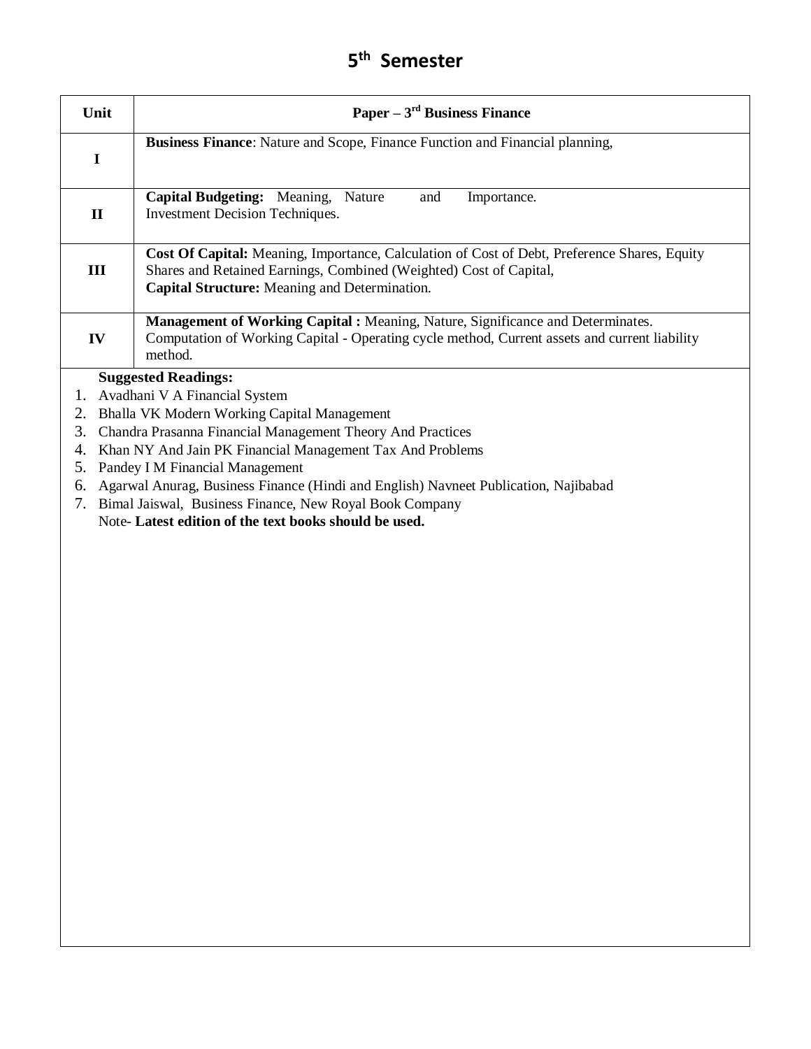# 5th Semester

| Unit | Paper – 3rd Business Finance |
|---|---|
| I | **Business Finance**: Nature and Scope, Finance Function and Financial planning, |
| II | **Capital Budgeting:** Meaning, Nature and Importance. Investment Decision Techniques. |
| III | **Cost Of Capital:** Meaning, Importance, Calculation of Cost of Debt, Preference Shares, Equity Shares and Retained Earnings, Combined (Weighted) Cost of Capital, **Capital Structure:** Meaning and Determination. |
| IV | **Management of Working Capital :** Meaning, Nature, Significance and Determinates. Computation of Working Capital - Operating cycle method, Current assets and current liability method. |

**Suggested Readings:**

1. Avadhani V A Financial System
2. Bhalla VK Modern Working Capital Management
3. Chandra Prasanna Financial Management Theory And Practices
4. Khan NY And Jain PK Financial Management Tax And Problems
5. Pandey I M Financial Management
6. Agarwal Anurag, Business Finance (Hindi and English) Navneet Publication, Najibabad
7. Bimal Jaiswal, Business Finance, New Royal Book Company

Note- **Latest edition of the text books should be used.**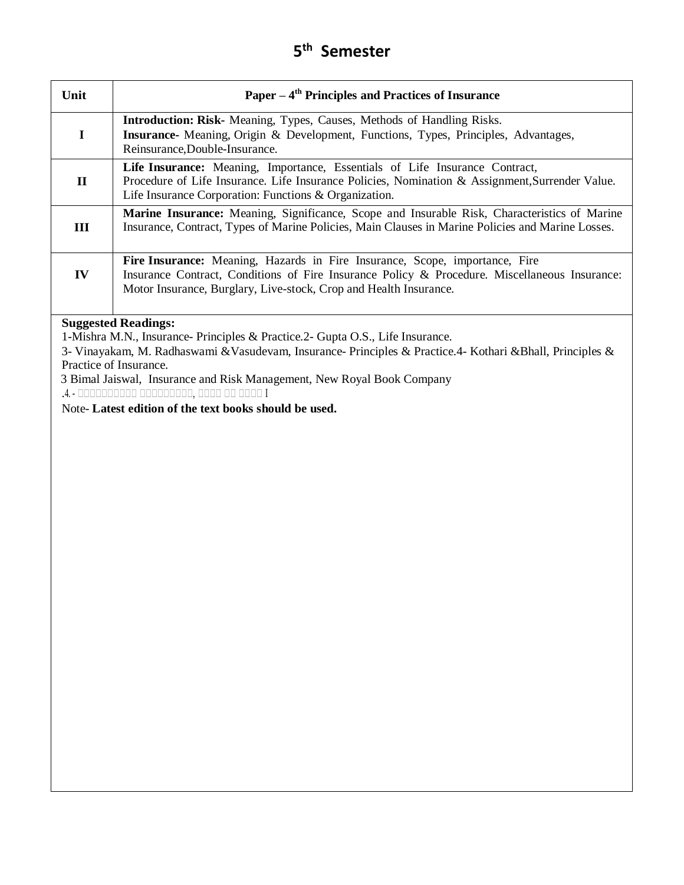# 5th Semester

| Unit | Paper – 4th Principles and Practices of Insurance |
|---|---|
| I | **Introduction: Risk-** Meaning, Types, Causes, Methods of Handling Risks. **Insurance-** Meaning, Origin & Development, Functions, Types, Principles, Advantages, Reinsurance,Double-Insurance. |
| II | **Life Insurance:** Meaning, Importance, Essentials of Life Insurance Contract, Procedure of Life Insurance. Life Insurance Policies, Nomination & Assignment,Surrender Value. Life Insurance Corporation: Functions & Organization. |
| III | **Marine Insurance:** Meaning, Significance, Scope and Insurable Risk, Characteristics of Marine Insurance, Contract, Types of Marine Policies, Main Clauses in Marine Policies and Marine Losses. |
| IV | **Fire Insurance:** Meaning, Hazards in Fire Insurance, Scope, importance, Fire Insurance Contract, Conditions of Fire Insurance Policy & Procedure. Miscellaneous Insurance: Motor Insurance, Burglary, Live-stock, Crop and Health Insurance. |

**Suggested Readings:**

1-Mishra M.N., Insurance- Principles & Practice.2- Gupta O.S., Life Insurance.

3- Vinayakam, M. Radhaswami &Vasudevam, Insurance- Principles & Practice.4- Kothari &Bhall, Principles & Practice of Insurance.

3 Bimal Jaiswal, Insurance and Risk Management, New Royal Book Company

.4.- □□□□□□□□□□ □□□□□□□□□, □□□□ □□ □□□□ I

Note- **Latest edition of the text books should be used.**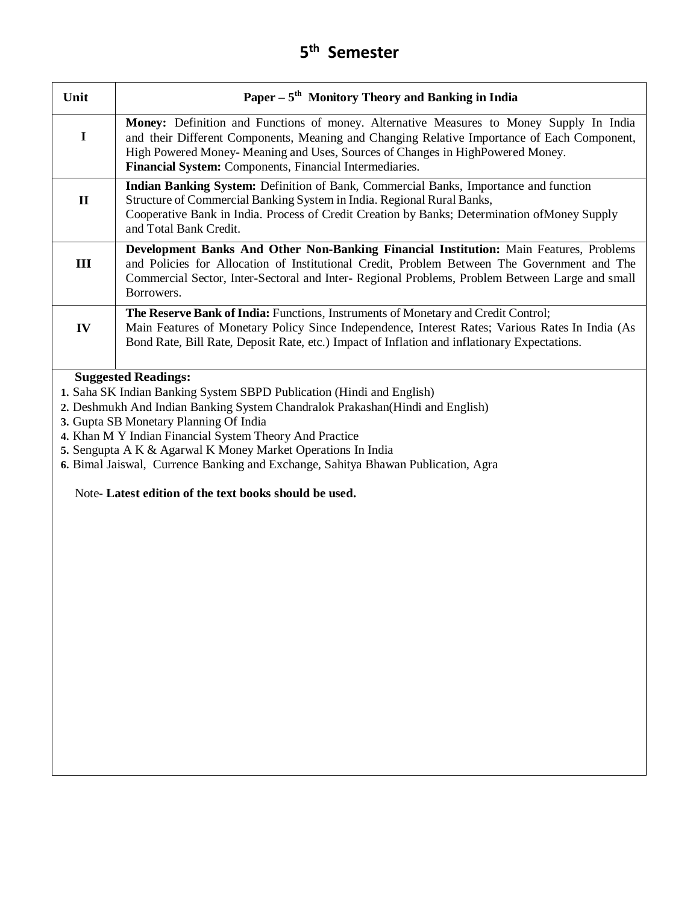# 5th Semester

| Unit | Paper – 5th Monitory Theory and Banking in India |
|---|---|
| I | **Money:** Definition and Functions of money. Alternative Measures to Money Supply In India and their Different Components, Meaning and Changing Relative Importance of Each Component, High Powered Money- Meaning and Uses, Sources of Changes in HighPowered Money. **Financial System:** Components, Financial Intermediaries. |
| II | **Indian Banking System:** Definition of Bank, Commercial Banks, Importance and function Structure of Commercial Banking System in India. Regional Rural Banks, Cooperative Bank in India. Process of Credit Creation by Banks; Determination ofMoney Supply and Total Bank Credit. |
| III | **Development Banks And Other Non-Banking Financial Institution:** Main Features, Problems and Policies for Allocation of Institutional Credit, Problem Between The Government and The Commercial Sector, Inter-Sectoral and Inter- Regional Problems, Problem Between Large and small Borrowers. |
| IV | **The Reserve Bank of India:** Functions, Instruments of Monetary and Credit Control; Main Features of Monetary Policy Since Independence, Interest Rates; Various Rates In India (As Bond Rate, Bill Rate, Deposit Rate, etc.) Impact of Inflation and inflationary Expectations. |

**Suggested Readings:**

1. Saha SK Indian Banking System SBPD Publication (Hindi and English)
2. Deshmukh And Indian Banking System Chandralok Prakashan(Hindi and English)
3. Gupta SB Monetary Planning Of India
4. Khan M Y Indian Financial System Theory And Practice
5. Sengupta A K & Agarwal K Money Market Operations In India
6. Bimal Jaiswal, Currence Banking and Exchange, Sahitya Bhawan Publication, Agra

Note- **Latest edition of the text books should be used.**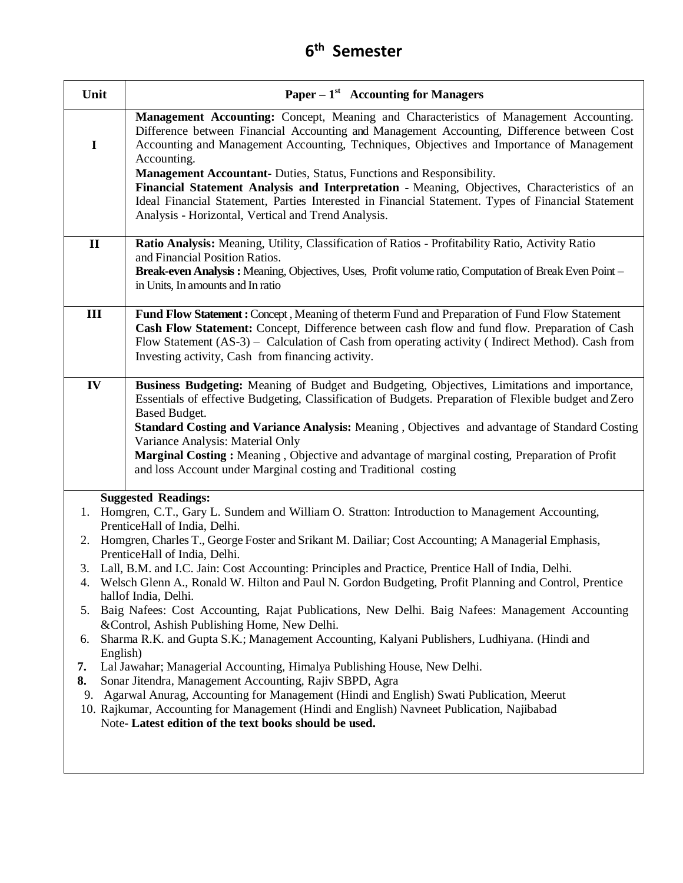# 6th Semester

| Unit | Paper – 1st Accounting for Managers |
|---|---|
| I | **Management Accounting:** Concept, Meaning and Characteristics of Management Accounting. Difference between Financial Accounting and Management Accounting, Difference between Cost Accounting and Management Accounting, Techniques, Objectives and Importance of Management Accounting.<br>**Management Accountant-** Duties, Status, Functions and Responsibility.<br>**Financial Statement Analysis and Interpretation -** Meaning, Objectives, Characteristics of an Ideal Financial Statement, Parties Interested in Financial Statement. Types of Financial Statement Analysis - Horizontal, Vertical and Trend Analysis. |
| II | **Ratio Analysis:** Meaning, Utility, Classification of Ratios - Profitability Ratio, Activity Ratio and Financial Position Ratios.<br>**Break-even Analysis :** Meaning, Objectives, Uses, Profit volume ratio, Computation of Break Even Point – in Units, In amounts and In ratio |
| III | **Fund Flow Statement :** Concept , Meaning of theterm Fund and Preparation of Fund Flow Statement<br>**Cash Flow Statement:** Concept, Difference between cash flow and fund flow. Preparation of Cash Flow Statement (AS-3) – Calculation of Cash from operating activity ( Indirect Method). Cash from Investing activity, Cash from financing activity. |
| IV | **Business Budgeting:** Meaning of Budget and Budgeting, Objectives, Limitations and importance, Essentials of effective Budgeting, Classification of Budgets. Preparation of Flexible budget and Zero Based Budget.<br>**Standard Costing and Variance Analysis:** Meaning , Objectives and advantage of Standard Costing Variance Analysis: Material Only<br>**Marginal Costing :** Meaning , Objective and advantage of marginal costing, Preparation of Profit and loss Account under Marginal costing and Traditional costing |

**Suggested Readings:**

1. Homgren, C.T., Gary L. Sundem and William O. Stratton: Introduction to Management Accounting, PrenticeHall of India, Delhi.
2. Homgren, Charles T., George Foster and Srikant M. Dailiar; Cost Accounting; A Managerial Emphasis, PrenticeHall of India, Delhi.
3. Lall, B.M. and I.C. Jain: Cost Accounting: Principles and Practice, Prentice Hall of India, Delhi.
4. Welsch Glenn A., Ronald W. Hilton and Paul N. Gordon Budgeting, Profit Planning and Control, Prentice hallof India, Delhi.
5. Baig Nafees: Cost Accounting, Rajat Publications, New Delhi. Baig Nafees: Management Accounting &Control, Ashish Publishing Home, New Delhi.
6. Sharma R.K. and Gupta S.K.; Management Accounting, Kalyani Publishers, Ludhiyana. (Hindi and English)
7. Lal Jawahar; Managerial Accounting, Himalya Publishing House, New Delhi.
8. Sonar Jitendra, Management Accounting, Rajiv SBPD, Agra
9. Agarwal Anurag, Accounting for Management (Hindi and English) Swati Publication, Meerut
10. Rajkumar, Accounting for Management (Hindi and English) Navneet Publication, Najibabad

Note- **Latest edition of the text books should be used.**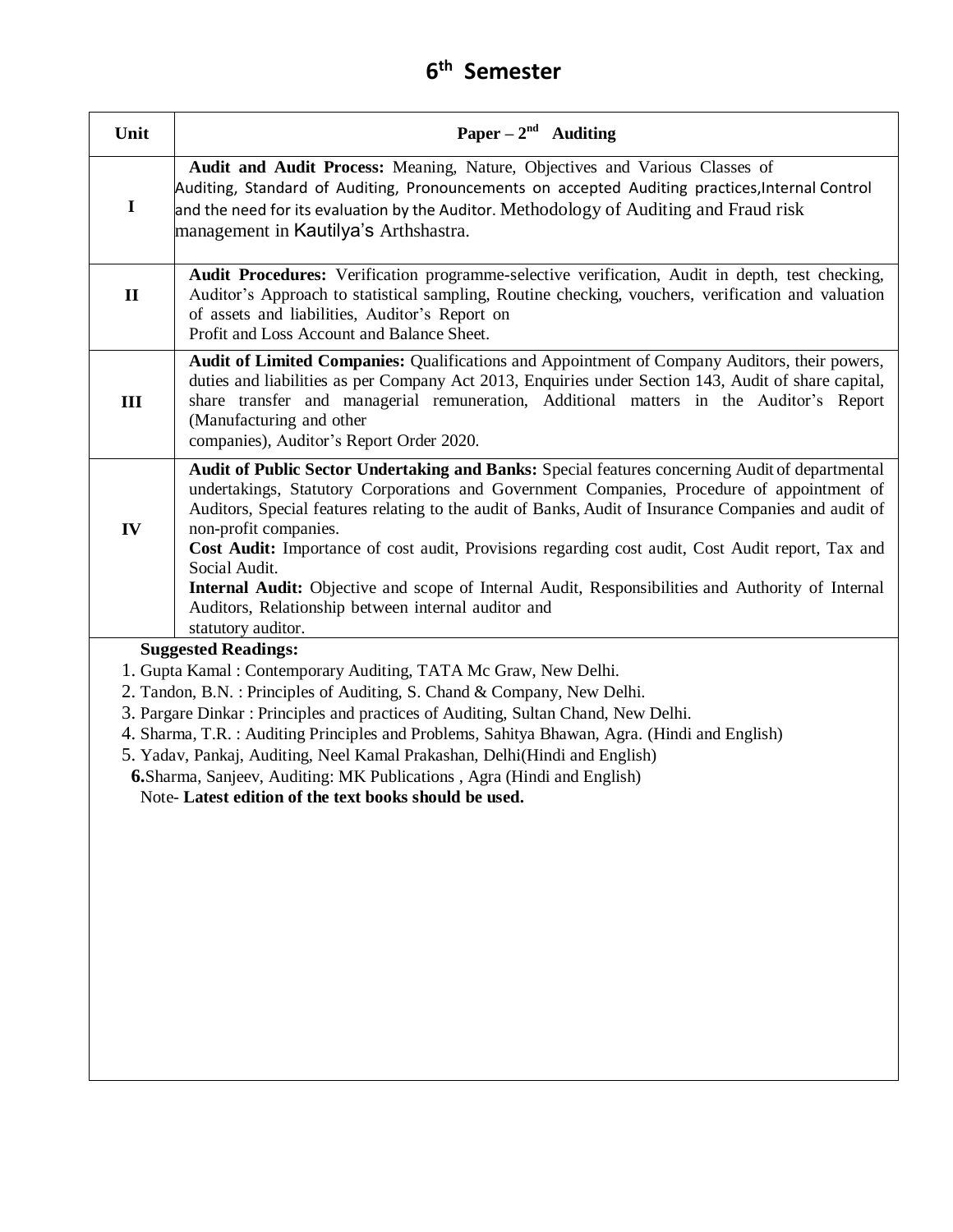# 6th Semester

| Unit | Paper – 2nd Auditing |
| --- | --- |
| I | **Audit and Audit Process:** Meaning, Nature, Objectives and Various Classes of Auditing, Standard of Auditing, Pronouncements on accepted Auditing practices, Internal Control and the need for its evaluation by the Auditor. Methodology of Auditing and Fraud risk management in Kautilya's Arthshastra. |
| II | **Audit Procedures:** Verification programme-selective verification, Audit in depth, test checking, Auditor's Approach to statistical sampling, Routine checking, vouchers, verification and valuation of assets and liabilities, Auditor's Report on Profit and Loss Account and Balance Sheet. |
| III | **Audit of Limited Companies:** Qualifications and Appointment of Company Auditors, their powers, duties and liabilities as per Company Act 2013, Enquiries under Section 143, Audit of share capital, share transfer and managerial remuneration, Additional matters in the Auditor's Report (Manufacturing and other companies), Auditor's Report Order 2020. |
| IV | **Audit of Public Sector Undertaking and Banks:** Special features concerning Audit of departmental undertakings, Statutory Corporations and Government Companies, Procedure of appointment of Auditors, Special features relating to the audit of Banks, Audit of Insurance Companies and audit of non-profit companies.<br>**Cost Audit:** Importance of cost audit, Provisions regarding cost audit, Cost Audit report, Tax and Social Audit.<br>**Internal Audit:** Objective and scope of Internal Audit, Responsibilities and Authority of Internal Auditors, Relationship between internal auditor and statutory auditor. |

**Suggested Readings:**

1. Gupta Kamal : Contemporary Auditing, TATA Mc Graw, New Delhi.
2. Tandon, B.N. : Principles of Auditing, S. Chand & Company, New Delhi.
3. Pargare Dinkar : Principles and practices of Auditing, Sultan Chand, New Delhi.
4. Sharma, T.R. : Auditing Principles and Problems, Sahitya Bhawan, Agra. (Hindi and English)
5. Yadav, Pankaj, Auditing, Neel Kamal Prakashan, Delhi(Hindi and English)
6. Sharma, Sanjeev, Auditing: MK Publications , Agra (Hindi and English)

Note- **Latest edition of the text books should be used.**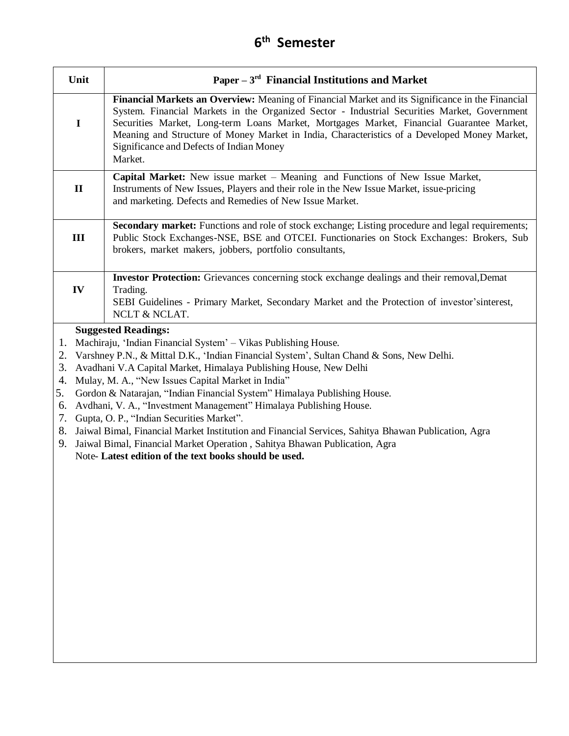# 6th Semester

| Unit | Paper – 3rd Financial Institutions and Market |
|---|---|
| I | **Financial Markets an Overview:** Meaning of Financial Market and its Significance in the Financial System. Financial Markets in the Organized Sector - Industrial Securities Market, Government Securities Market, Long-term Loans Market, Mortgages Market, Financial Guarantee Market, Meaning and Structure of Money Market in India, Characteristics of a Developed Money Market, Significance and Defects of Indian Money Market. |
| II | **Capital Market:** New issue market – Meaning and Functions of New Issue Market, Instruments of New Issues, Players and their role in the New Issue Market, issue-pricing and marketing. Defects and Remedies of New Issue Market. |
| III | **Secondary market:** Functions and role of stock exchange; Listing procedure and legal requirements; Public Stock Exchanges-NSE, BSE and OTCEI. Functionaries on Stock Exchanges: Brokers, Sub brokers, market makers, jobbers, portfolio consultants, |
| IV | **Investor Protection:** Grievances concerning stock exchange dealings and their removal,Demat Trading. SEBI Guidelines - Primary Market, Secondary Market and the Protection of investor'sinterest, NCLT & NCLAT. |

**Suggested Readings:**

1. Machiraju, 'Indian Financial System' – Vikas Publishing House.
2. Varshney P.N., & Mittal D.K., 'Indian Financial System', Sultan Chand & Sons, New Delhi.
3. Avadhani V.A Capital Market, Himalaya Publishing House, New Delhi
4. Mulay, M. A., "New Issues Capital Market in India"
5. Gordon & Natarajan, "Indian Financial System" Himalaya Publishing House.
6. Avdhani, V. A., "Investment Management" Himalaya Publishing House.
7. Gupta, O. P., "Indian Securities Market".
8. Jaiwal Bimal, Financial Market Institution and Financial Services, Sahitya Bhawan Publication, Agra
9. Jaiwal Bimal, Financial Market Operation , Sahitya Bhawan Publication, Agra

Note- **Latest edition of the text books should be used.**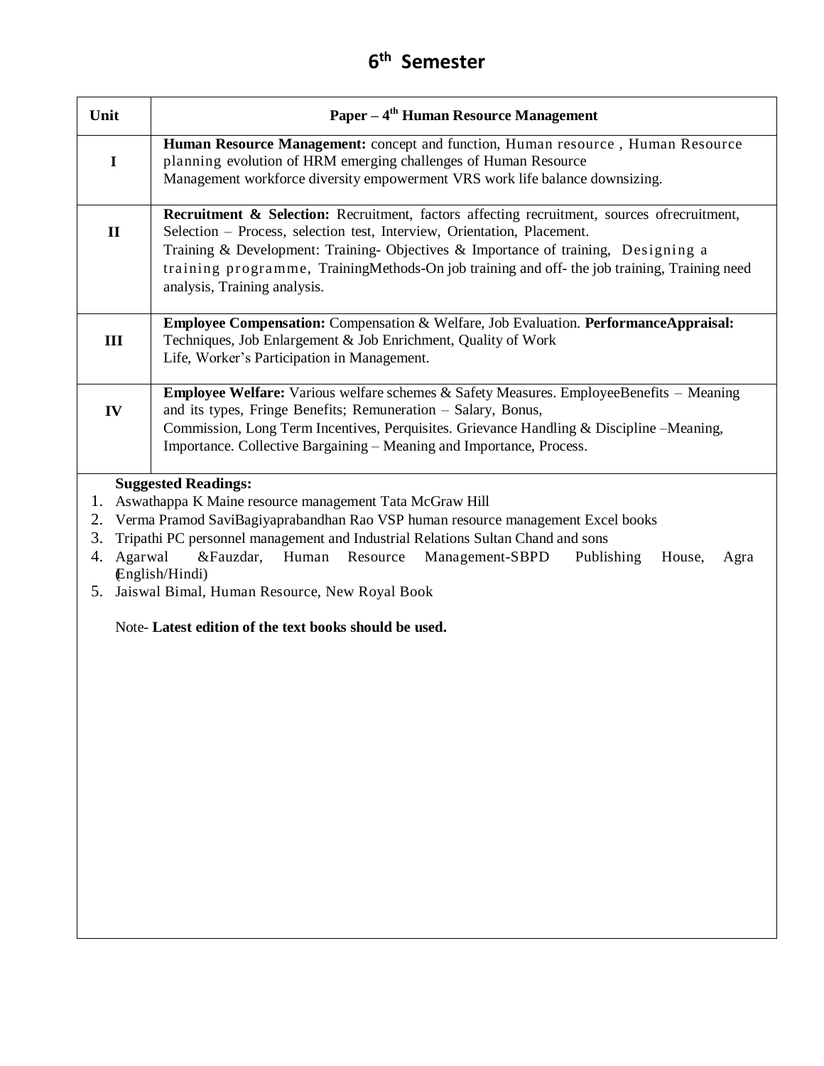# 6th Semester

| Unit | Paper – 4th Human Resource Management |
|---|---|
| I | **Human Resource Management:** concept and function, Human resource , Human Resource planning evolution of HRM emerging challenges of Human Resource Management workforce diversity empowerment VRS work life balance downsizing. |
| II | **Recruitment & Selection:** Recruitment, factors affecting recruitment, sources ofrecruitment, Selection – Process, selection test, Interview, Orientation, Placement. Training & Development: Training- Objectives & Importance of training, Designing a training programme, TrainingMethods-On job training and off- the job training, Training need analysis, Training analysis. |
| III | **Employee Compensation:** Compensation & Welfare, Job Evaluation. **PerformanceAppraisal:** Techniques, Job Enlargement & Job Enrichment, Quality of Work Life, Worker's Participation in Management. |
| IV | **Employee Welfare:** Various welfare schemes & Safety Measures. EmployeeBenefits – Meaning and its types, Fringe Benefits; Remuneration – Salary, Bonus, Commission, Long Term Incentives, Perquisites. Grievance Handling & Discipline –Meaning, Importance. Collective Bargaining – Meaning and Importance, Process. |

**Suggested Readings:**

1. Aswathappa K Maine resource management Tata McGraw Hill
2. Verma Pramod SaviBagiyaprabandhan Rao VSP human resource management Excel books
3. Tripathi PC personnel management and Industrial Relations Sultan Chand and sons
4. Agarwal &Fauzdar, Human Resource Management-SBPD Publishing House, Agra (English/Hindi)
5. Jaiswal Bimal, Human Resource, New Royal Book

Note- **Latest edition of the text books should be used.**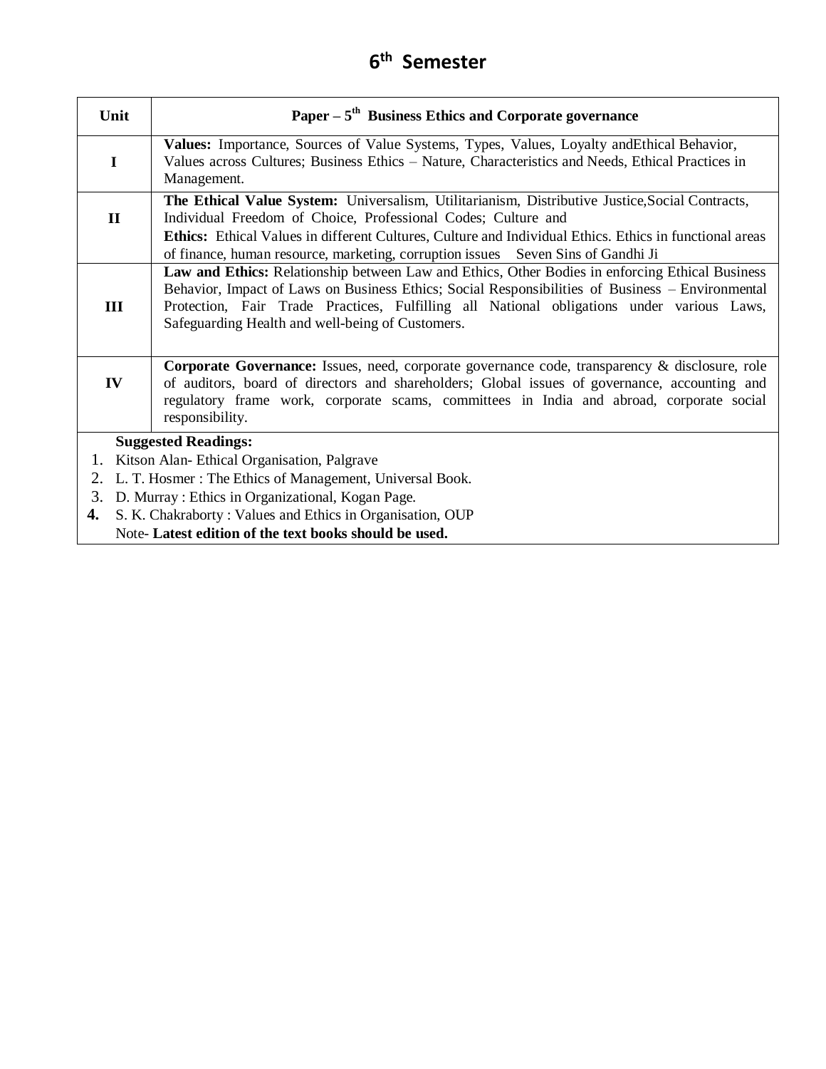# 6th Semester

| Unit | Paper – 5th Business Ethics and Corporate governance |
|---|---|
| I | **Values:** Importance, Sources of Value Systems, Types, Values, Loyalty andEthical Behavior, Values across Cultures; Business Ethics – Nature, Characteristics and Needs, Ethical Practices in Management. |
| II | **The Ethical Value System:** Universalism, Utilitarianism, Distributive Justice,Social Contracts, Individual Freedom of Choice, Professional Codes; Culture and **Ethics:** Ethical Values in different Cultures, Culture and Individual Ethics. Ethics in functional areas of finance, human resource, marketing, corruption issues Seven Sins of Gandhi Ji |
| III | **Law and Ethics:** Relationship between Law and Ethics, Other Bodies in enforcing Ethical Business Behavior, Impact of Laws on Business Ethics; Social Responsibilities of Business – Environmental Protection, Fair Trade Practices, Fulfilling all National obligations under various Laws, Safeguarding Health and well-being of Customers. |
| IV | **Corporate Governance:** Issues, need, corporate governance code, transparency & disclosure, role of auditors, board of directors and shareholders; Global issues of governance, accounting and regulatory frame work, corporate scams, committees in India and abroad, corporate social responsibility. |

**Suggested Readings:**

1. Kitson Alan- Ethical Organisation, Palgrave
2. L. T. Hosmer : The Ethics of Management, Universal Book.
3. D. Murray : Ethics in Organizational, Kogan Page.
4. S. K. Chakraborty : Values and Ethics in Organisation, OUP

Note- **Latest edition of the text books should be used.**